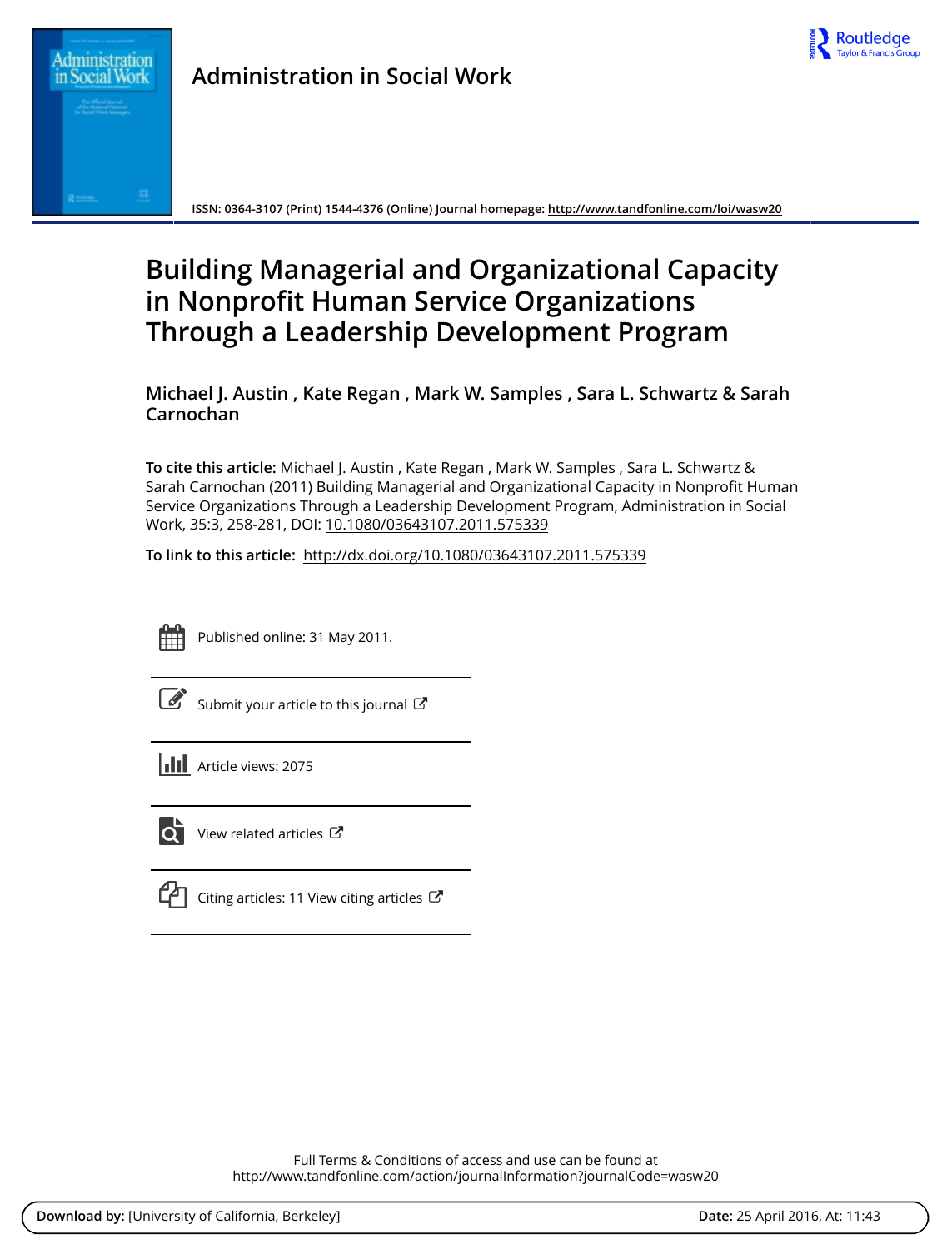Administration in Social Work

ISSN: 0364-3107 (Print) 1544-4376 (Online) Journal homepage: http://www.tandfonline.com/loi/wasw20

# Building Managerial and Organizational Capacity in Nonprofit Human Service Organizations Through a Leadership Development Program

**Michael J. Austin , Kate Regan , Mark W. Samples , Sara L. Schwartz & Sarah Carnochan**

**To cite this article:** Michael J. Austin , Kate Regan , Mark W. Samples , Sara L. Schwartz & Sarah Carnochan (2011) Building Managerial and Organizational Capacity in Nonprofit Human Service Organizations Through a Leadership Development Program, Administration in Social Work, 35:3, 258-281, DOI: 10.1080/03643107.2011.575339

**To link to this article:** http://dx.doi.org/10.1080/03643107.2011.575339

Published online: 31 May 2011.

Submit your article to this journal

Article views: 2075

View related articles

Citing articles: 11 View citing articles

Full Terms & Conditions of access and use can be found at
http://www.tandfonline.com/action/journalInformation?journalCode=wasw20

**Download by:** [University of California, Berkeley] **Date:** 25 April 2016, At: 11:43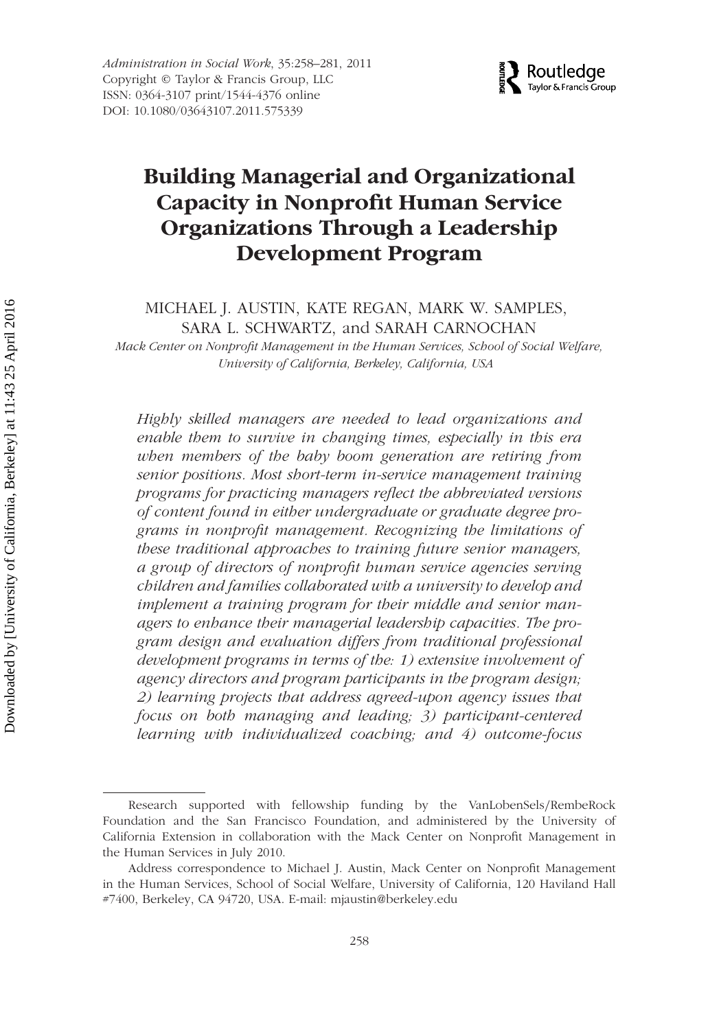# Building Managerial and Organizational Capacity in Nonprofit Human Service Organizations Through a Leadership Development Program

MICHAEL J. AUSTIN, KATE REGAN, MARK W. SAMPLES, SARA L. SCHWARTZ, and SARAH CARNOCHAN

*Mack Center on Nonprofit Management in the Human Services, School of Social Welfare, University of California, Berkeley, California, USA*

*Highly skilled managers are needed to lead organizations and enable them to survive in changing times, especially in this era when members of the baby boom generation are retiring from senior positions. Most short-term in-service management training programs for practicing managers reflect the abbreviated versions of content found in either undergraduate or graduate degree programs in nonprofit management. Recognizing the limitations of these traditional approaches to training future senior managers, a group of directors of nonprofit human service agencies serving children and families collaborated with a university to develop and implement a training program for their middle and senior managers to enhance their managerial leadership capacities. The program design and evaluation differs from traditional professional development programs in terms of the: 1) extensive involvement of agency directors and program participants in the program design; 2) learning projects that address agreed-upon agency issues that focus on both managing and leading; 3) participant-centered learning with individualized coaching; and 4) outcome-focus*

---

Research supported with fellowship funding by the VanLobenSels/RembeRock Foundation and the San Francisco Foundation, and administered by the University of California Extension in collaboration with the Mack Center on Nonprofit Management in the Human Services in July 2010.

Address correspondence to Michael J. Austin, Mack Center on Nonprofit Management in the Human Services, School of Social Welfare, University of California, 120 Haviland Hall #7400, Berkeley, CA 94720, USA. E-mail: mjaustin@berkeley.edu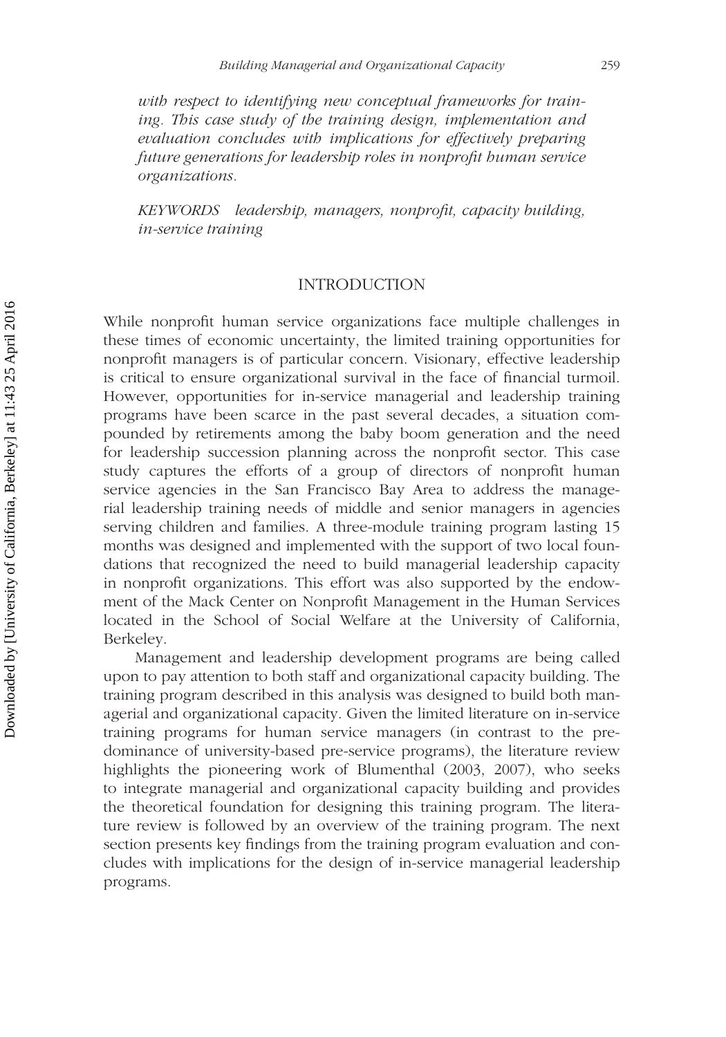*with respect to identifying new conceptual frameworks for training. This case study of the training design, implementation and evaluation concludes with implications for effectively preparing future generations for leadership roles in nonprofit human service organizations.*

*KEYWORDS leadership, managers, nonprofit, capacity building, in-service training*

## INTRODUCTION

While nonprofit human service organizations face multiple challenges in these times of economic uncertainty, the limited training opportunities for nonprofit managers is of particular concern. Visionary, effective leadership is critical to ensure organizational survival in the face of financial turmoil. However, opportunities for in-service managerial and leadership training programs have been scarce in the past several decades, a situation compounded by retirements among the baby boom generation and the need for leadership succession planning across the nonprofit sector. This case study captures the efforts of a group of directors of nonprofit human service agencies in the San Francisco Bay Area to address the managerial leadership training needs of middle and senior managers in agencies serving children and families. A three-module training program lasting 15 months was designed and implemented with the support of two local foundations that recognized the need to build managerial leadership capacity in nonprofit organizations. This effort was also supported by the endowment of the Mack Center on Nonprofit Management in the Human Services located in the School of Social Welfare at the University of California, Berkeley.

Management and leadership development programs are being called upon to pay attention to both staff and organizational capacity building. The training program described in this analysis was designed to build both managerial and organizational capacity. Given the limited literature on in-service training programs for human service managers (in contrast to the predominance of university-based pre-service programs), the literature review highlights the pioneering work of Blumenthal (2003, 2007), who seeks to integrate managerial and organizational capacity building and provides the theoretical foundation for designing this training program. The literature review is followed by an overview of the training program. The next section presents key findings from the training program evaluation and concludes with implications for the design of in-service managerial leadership programs.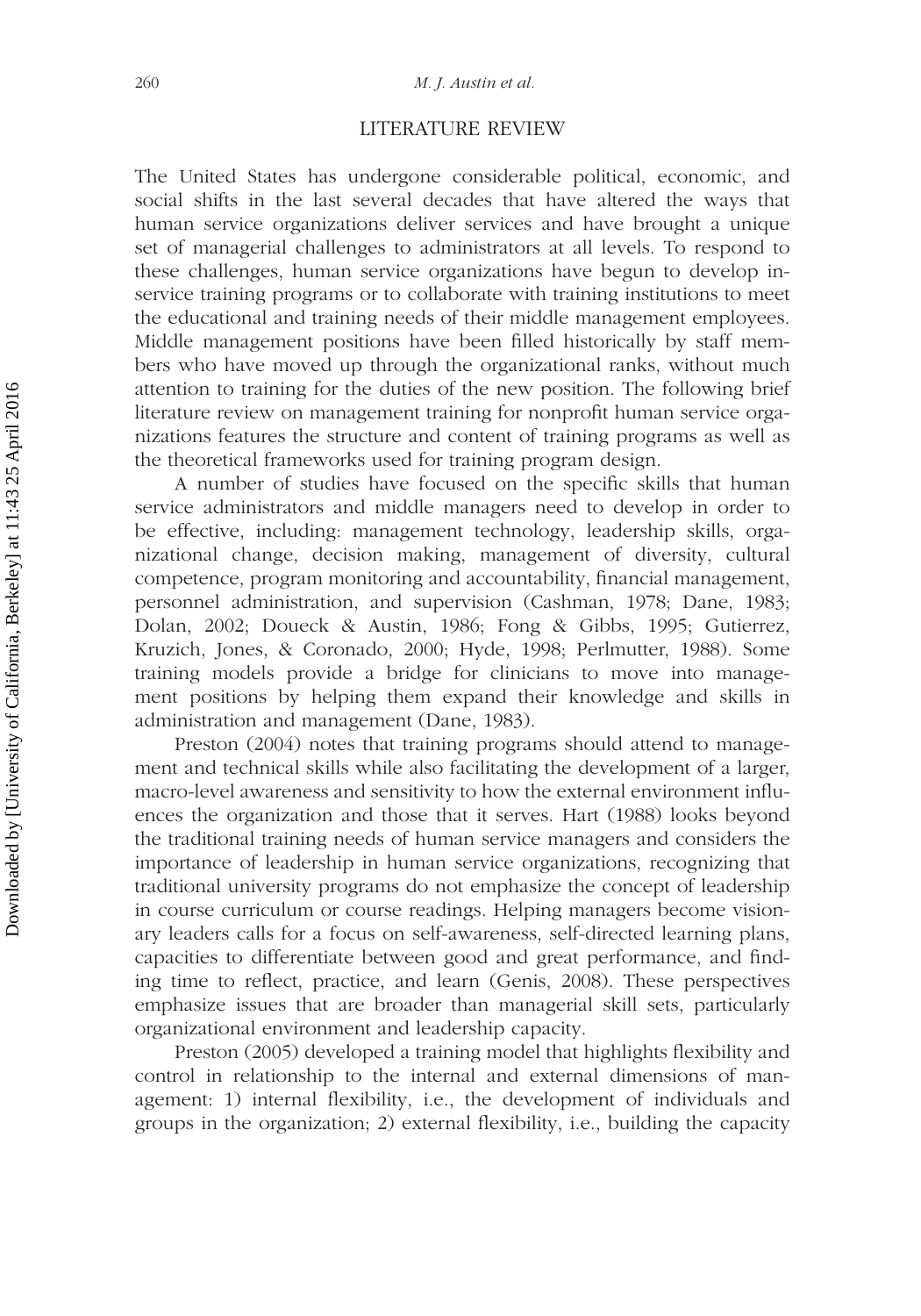## LITERATURE REVIEW

The United States has undergone considerable political, economic, and social shifts in the last several decades that have altered the ways that human service organizations deliver services and have brought a unique set of managerial challenges to administrators at all levels. To respond to these challenges, human service organizations have begun to develop in-service training programs or to collaborate with training institutions to meet the educational and training needs of their middle management employees. Middle management positions have been filled historically by staff members who have moved up through the organizational ranks, without much attention to training for the duties of the new position. The following brief literature review on management training for nonprofit human service organizations features the structure and content of training programs as well as the theoretical frameworks used for training program design.

A number of studies have focused on the specific skills that human service administrators and middle managers need to develop in order to be effective, including: management technology, leadership skills, organizational change, decision making, management of diversity, cultural competence, program monitoring and accountability, financial management, personnel administration, and supervision (Cashman, 1978; Dane, 1983; Dolan, 2002; Doueck & Austin, 1986; Fong & Gibbs, 1995; Gutierrez, Kruzich, Jones, & Coronado, 2000; Hyde, 1998; Perlmutter, 1988). Some training models provide a bridge for clinicians to move into management positions by helping them expand their knowledge and skills in administration and management (Dane, 1983).

Preston (2004) notes that training programs should attend to management and technical skills while also facilitating the development of a larger, macro-level awareness and sensitivity to how the external environment influences the organization and those that it serves. Hart (1988) looks beyond the traditional training needs of human service managers and considers the importance of leadership in human service organizations, recognizing that traditional university programs do not emphasize the concept of leadership in course curriculum or course readings. Helping managers become visionary leaders calls for a focus on self-awareness, self-directed learning plans, capacities to differentiate between good and great performance, and finding time to reflect, practice, and learn (Genis, 2008). These perspectives emphasize issues that are broader than managerial skill sets, particularly organizational environment and leadership capacity.

Preston (2005) developed a training model that highlights flexibility and control in relationship to the internal and external dimensions of management: 1) internal flexibility, i.e., the development of individuals and groups in the organization; 2) external flexibility, i.e., building the capacity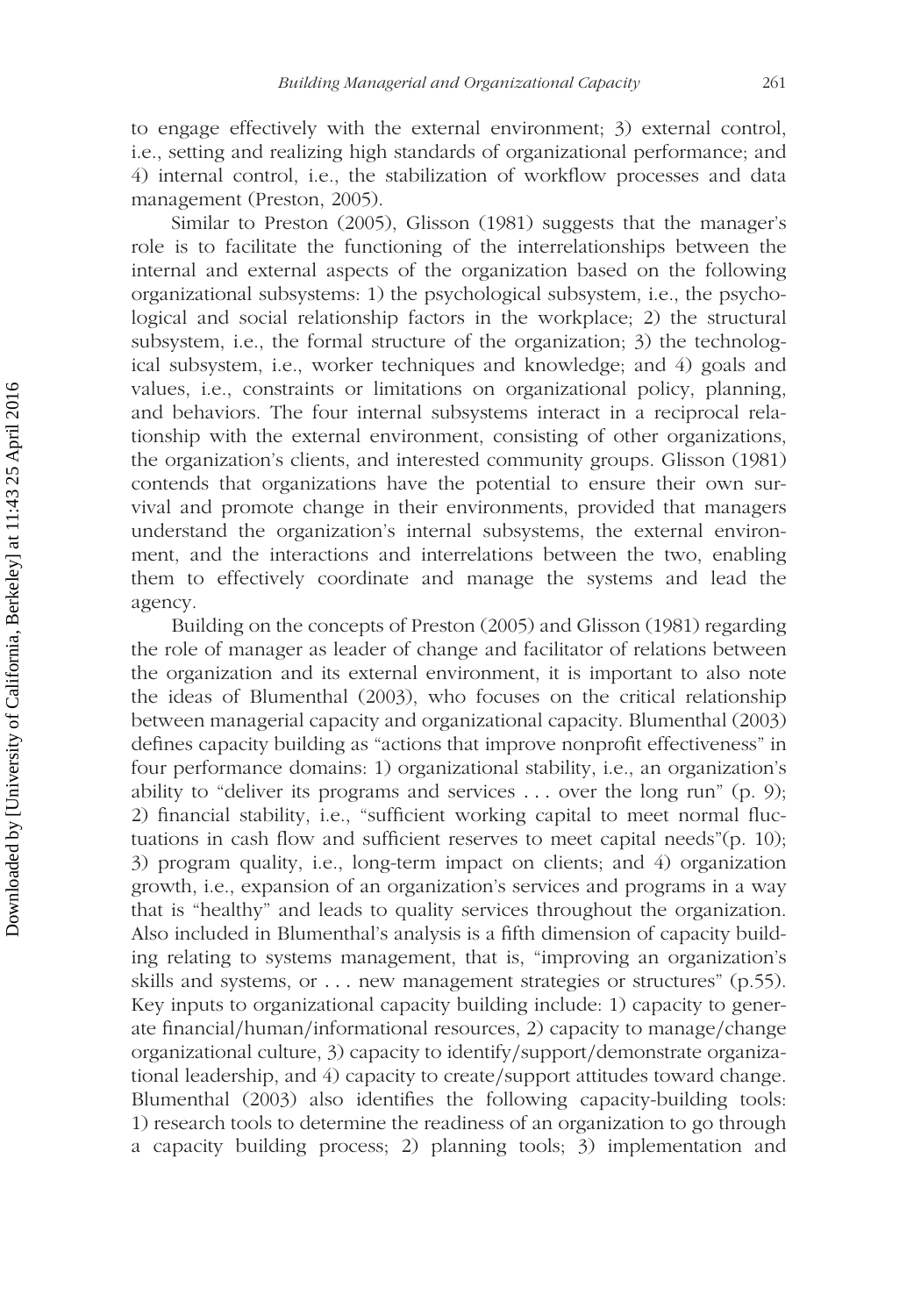to engage effectively with the external environment; 3) external control, i.e., setting and realizing high standards of organizational performance; and 4) internal control, i.e., the stabilization of workflow processes and data management (Preston, 2005).

Similar to Preston (2005), Glisson (1981) suggests that the manager's role is to facilitate the functioning of the interrelationships between the internal and external aspects of the organization based on the following organizational subsystems: 1) the psychological subsystem, i.e., the psychological and social relationship factors in the workplace; 2) the structural subsystem, i.e., the formal structure of the organization; 3) the technological subsystem, i.e., worker techniques and knowledge; and 4) goals and values, i.e., constraints or limitations on organizational policy, planning, and behaviors. The four internal subsystems interact in a reciprocal relationship with the external environment, consisting of other organizations, the organization's clients, and interested community groups. Glisson (1981) contends that organizations have the potential to ensure their own survival and promote change in their environments, provided that managers understand the organization's internal subsystems, the external environment, and the interactions and interrelations between the two, enabling them to effectively coordinate and manage the systems and lead the agency.

Building on the concepts of Preston (2005) and Glisson (1981) regarding the role of manager as leader of change and facilitator of relations between the organization and its external environment, it is important to also note the ideas of Blumenthal (2003), who focuses on the critical relationship between managerial capacity and organizational capacity. Blumenthal (2003) defines capacity building as "actions that improve nonprofit effectiveness" in four performance domains: 1) organizational stability, i.e., an organization's ability to "deliver its programs and services . . . over the long run" (p. 9); 2) financial stability, i.e., "sufficient working capital to meet normal fluctuations in cash flow and sufficient reserves to meet capital needs"(p. 10); 3) program quality, i.e., long-term impact on clients; and 4) organization growth, i.e., expansion of an organization's services and programs in a way that is "healthy" and leads to quality services throughout the organization. Also included in Blumenthal's analysis is a fifth dimension of capacity building relating to systems management, that is, "improving an organization's skills and systems, or . . . new management strategies or structures" (p.55). Key inputs to organizational capacity building include: 1) capacity to generate financial/human/informational resources, 2) capacity to manage/change organizational culture, 3) capacity to identify/support/demonstrate organizational leadership, and 4) capacity to create/support attitudes toward change. Blumenthal (2003) also identifies the following capacity-building tools: 1) research tools to determine the readiness of an organization to go through a capacity building process; 2) planning tools; 3) implementation and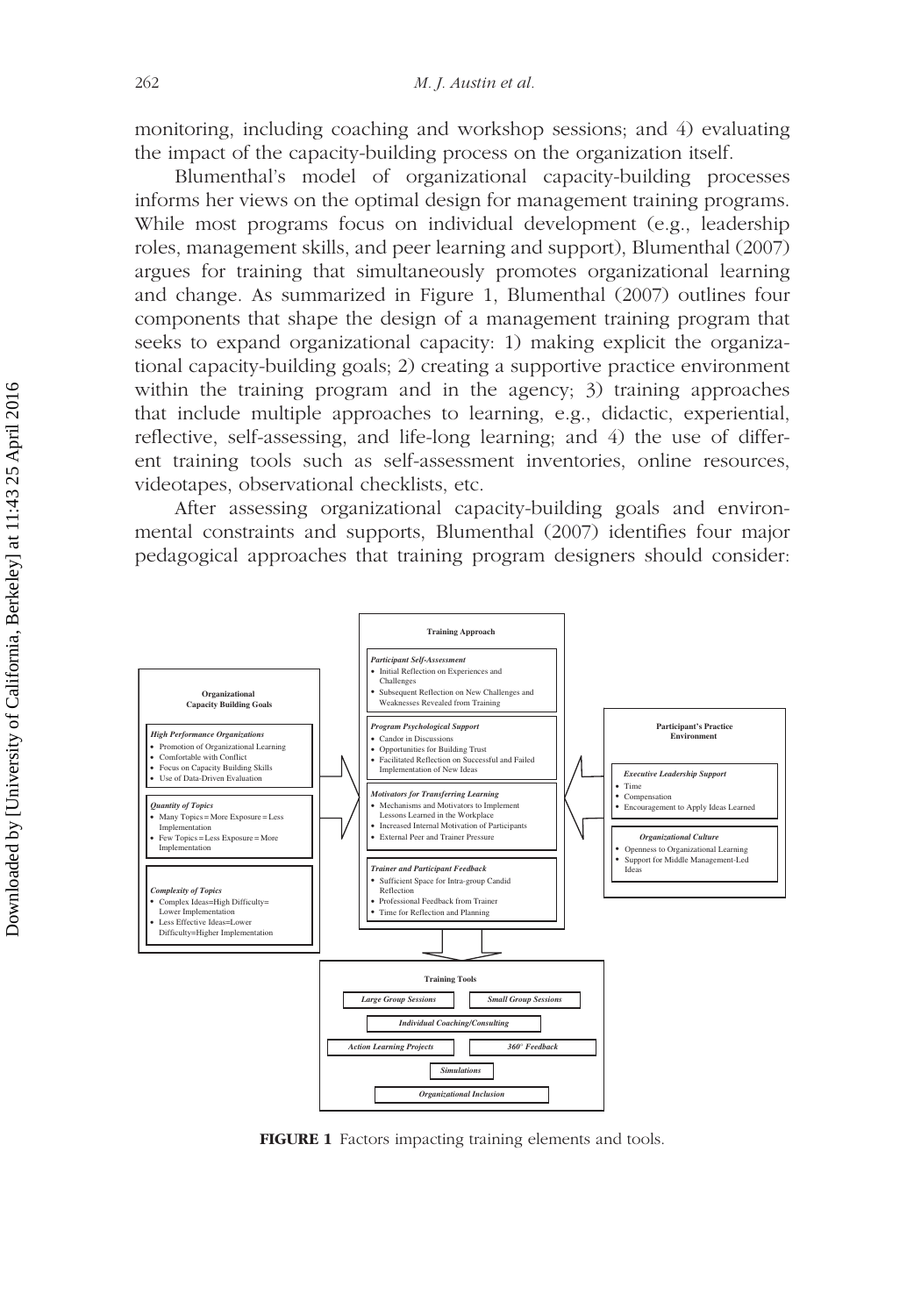monitoring, including coaching and workshop sessions; and 4) evaluating the impact of the capacity-building process on the organization itself.

Blumenthal's model of organizational capacity-building processes informs her views on the optimal design for management training programs. While most programs focus on individual development (e.g., leadership roles, management skills, and peer learning and support), Blumenthal (2007) argues for training that simultaneously promotes organizational learning and change. As summarized in Figure 1, Blumenthal (2007) outlines four components that shape the design of a management training program that seeks to expand organizational capacity: 1) making explicit the organizational capacity-building goals; 2) creating a supportive practice environment within the training program and in the agency; 3) training approaches that include multiple approaches to learning, e.g., didactic, experiential, reflective, self-assessing, and life-long learning; and 4) the use of different training tools such as self-assessment inventories, online resources, videotapes, observational checklists, etc.

After assessing organizational capacity-building goals and environmental constraints and supports, Blumenthal (2007) identifies four major pedagogical approaches that training program designers should consider:

**Organizational Capacity Building Goals**

*High Performance Organizations*
- Promotion of Organizational Learning
- Comfortable with Conflict
- Focus on Capacity Building Skills
- Use of Data-Driven Evaluation

*Quantity of Topics*
- Many Topics = More Exposure = Less Implementation
- Few Topics = Less Exposure = More Implementation

*Complexity of Topics*
- Complex Ideas=High Difficulty= Lower Implementation
- Less Effective Ideas=Lower Difficulty=Higher Implementation

**Training Approach**

*Participant Self-Assessment*
- Initial Reflection on Experiences and Challenges
- Subsequent Reflection on New Challenges and Weaknesses Revealed from Training

*Program Psychological Support*
- Candor in Discussions
- Opportunities for Building Trust
- Facilitated Reflection on Successful and Failed Implementation of New Ideas

*Motivators for Transferring Learning*
- Mechanisms and Motivators to Implement Lessons Learned in the Workplace
- Increased Internal Motivation of Participants
- External Peer and Trainer Pressure

*Trainer and Participant Feedback*
- Sufficient Space for Intra-group Candid Reflection
- Professional Feedback from Trainer
- Time for Reflection and Planning

**Participant's Practice Environment**

*Executive Leadership Support*
- Time
- Compensation
- Encouragement to Apply Ideas Learned

*Organizational Culture*
- Openness to Organizational Learning
- Support for Middle Management-Led Ideas

**Training Tools**

*Large Group Sessions*

*Small Group Sessions*

*Individual Coaching/Consulting*

*Action Learning Projects*

*360° Feedback*

*Simulations*

*Organizational Inclusion*

**FIGURE 1** Factors impacting training elements and tools.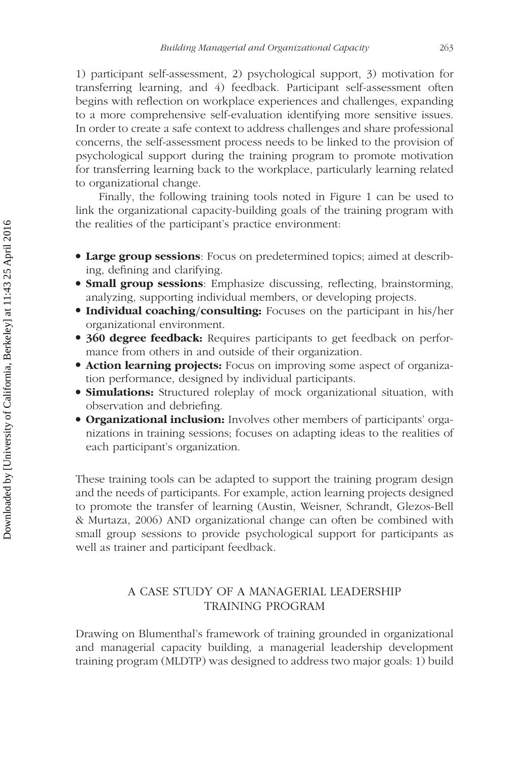1) participant self-assessment, 2) psychological support, 3) motivation for transferring learning, and 4) feedback. Participant self-assessment often begins with reflection on workplace experiences and challenges, expanding to a more comprehensive self-evaluation identifying more sensitive issues. In order to create a safe context to address challenges and share professional concerns, the self-assessment process needs to be linked to the provision of psychological support during the training program to promote motivation for transferring learning back to the workplace, particularly learning related to organizational change.

Finally, the following training tools noted in Figure 1 can be used to link the organizational capacity-building goals of the training program with the realities of the participant's practice environment:

- **Large group sessions**: Focus on predetermined topics; aimed at describing, defining and clarifying.
- **Small group sessions**: Emphasize discussing, reflecting, brainstorming, analyzing, supporting individual members, or developing projects.
- **Individual coaching/consulting:** Focuses on the participant in his/her organizational environment.
- **360 degree feedback:** Requires participants to get feedback on performance from others in and outside of their organization.
- **Action learning projects:** Focus on improving some aspect of organization performance, designed by individual participants.
- **Simulations:** Structured roleplay of mock organizational situation, with observation and debriefing.
- **Organizational inclusion:** Involves other members of participants' organizations in training sessions; focuses on adapting ideas to the realities of each participant's organization.

These training tools can be adapted to support the training program design and the needs of participants. For example, action learning projects designed to promote the transfer of learning (Austin, Weisner, Schrandt, Glezos-Bell & Murtaza, 2006) AND organizational change can often be combined with small group sessions to provide psychological support for participants as well as trainer and participant feedback.

## A CASE STUDY OF A MANAGERIAL LEADERSHIP TRAINING PROGRAM

Drawing on Blumenthal's framework of training grounded in organizational and managerial capacity building, a managerial leadership development training program (MLDTP) was designed to address two major goals: 1) build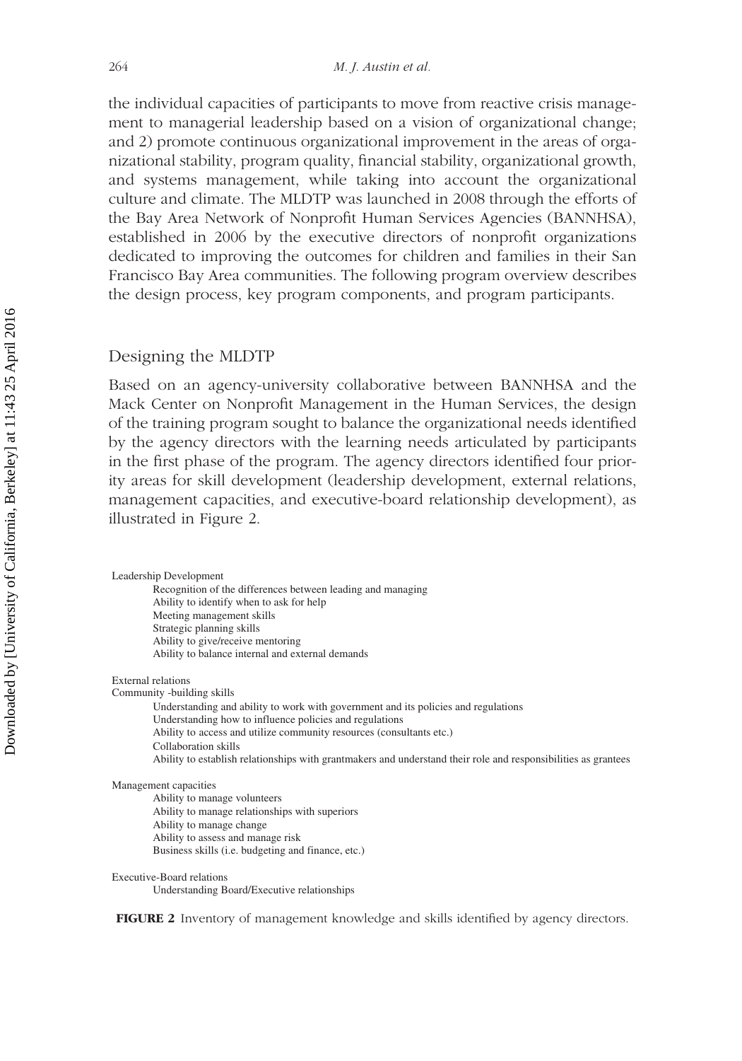the individual capacities of participants to move from reactive crisis management to managerial leadership based on a vision of organizational change; and 2) promote continuous organizational improvement in the areas of organizational stability, program quality, financial stability, organizational growth, and systems management, while taking into account the organizational culture and climate. The MLDTP was launched in 2008 through the efforts of the Bay Area Network of Nonprofit Human Services Agencies (BANNHSA), established in 2006 by the executive directors of nonprofit organizations dedicated to improving the outcomes for children and families in their San Francisco Bay Area communities. The following program overview describes the design process, key program components, and program participants.

## Designing the MLDTP

Based on an agency-university collaborative between BANNHSA and the Mack Center on Nonprofit Management in the Human Services, the design of the training program sought to balance the organizational needs identified by the agency directors with the learning needs articulated by participants in the first phase of the program. The agency directors identified four priority areas for skill development (leadership development, external relations, management capacities, and executive-board relationship development), as illustrated in Figure 2.

Leadership Development

- Recognition of the differences between leading and managing
- Ability to identify when to ask for help
- Meeting management skills
- Strategic planning skills
- Ability to give/receive mentoring
- Ability to balance internal and external demands

External relations

Community -building skills

- Understanding and ability to work with government and its policies and regulations
- Understanding how to influence policies and regulations
- Ability to access and utilize community resources (consultants etc.)
- Collaboration skills
- Ability to establish relationships with grantmakers and understand their role and responsibilities as grantees

Management capacities

- Ability to manage volunteers
- Ability to manage relationships with superiors
- Ability to manage change
- Ability to assess and manage risk
- Business skills (i.e. budgeting and finance, etc.)

Executive-Board relations

- Understanding Board/Executive relationships

**FIGURE 2** Inventory of management knowledge and skills identified by agency directors.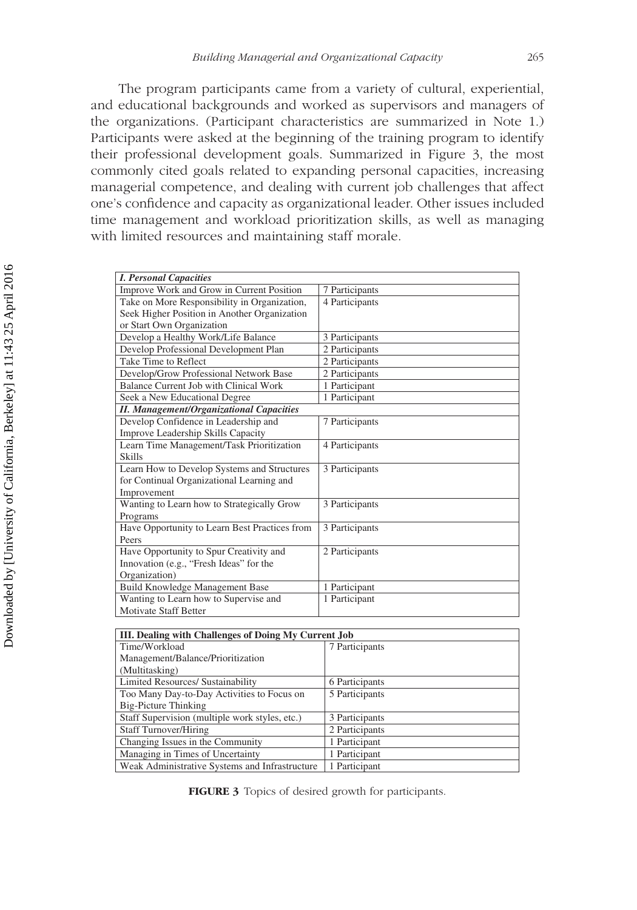The program participants came from a variety of cultural, experiential, and educational backgrounds and worked as supervisors and managers of the organizations. (Participant characteristics are summarized in Note 1.) Participants were asked at the beginning of the training program to identify their professional development goals. Summarized in Figure 3, the most commonly cited goals related to expanding personal capacities, increasing managerial competence, and dealing with current job challenges that affect one's confidence and capacity as organizational leader. Other issues included time management and workload prioritization skills, as well as managing with limited resources and maintaining staff morale.

| ***I. Personal Capacities*** | |
|---|---|
| Improve Work and Grow in Current Position | 7 Participants |
| Take on More Responsibility in Organization, Seek Higher Position in Another Organization or Start Own Organization | 4 Participants |
| Develop a Healthy Work/Life Balance | 3 Participants |
| Develop Professional Development Plan | 2 Participants |
| Take Time to Reflect | 2 Participants |
| Develop/Grow Professional Network Base | 2 Participants |
| Balance Current Job with Clinical Work | 1 Participant |
| Seek a New Educational Degree | 1 Participant |
| ***II. Management/Organizational Capacities*** | |
| Develop Confidence in Leadership and Improve Leadership Skills Capacity | 7 Participants |
| Learn Time Management/Task Prioritization Skills | 4 Participants |
| Learn How to Develop Systems and Structures for Continual Organizational Learning and Improvement | 3 Participants |
| Wanting to Learn how to Strategically Grow Programs | 3 Participants |
| Have Opportunity to Learn Best Practices from Peers | 3 Participants |
| Have Opportunity to Spur Creativity and Innovation (e.g., "Fresh Ideas" for the Organization) | 2 Participants |
| Build Knowledge Management Base | 1 Participant |
| Wanting to Learn how to Supervise and Motivate Staff Better | 1 Participant |

| **III. Dealing with Challenges of Doing My Current Job** | |
|---|---|
| Time/Workload Management/Balance/Prioritization (Multitasking) | 7 Participants |
| Limited Resources/ Sustainability | 6 Participants |
| Too Many Day-to-Day Activities to Focus on Big-Picture Thinking | 5 Participants |
| Staff Supervision (multiple work styles, etc.) | 3 Participants |
| Staff Turnover/Hiring | 2 Participants |
| Changing Issues in the Community | 1 Participant |
| Managing in Times of Uncertainty | 1 Participant |
| Weak Administrative Systems and Infrastructure | 1 Participant |

**FIGURE 3** Topics of desired growth for participants.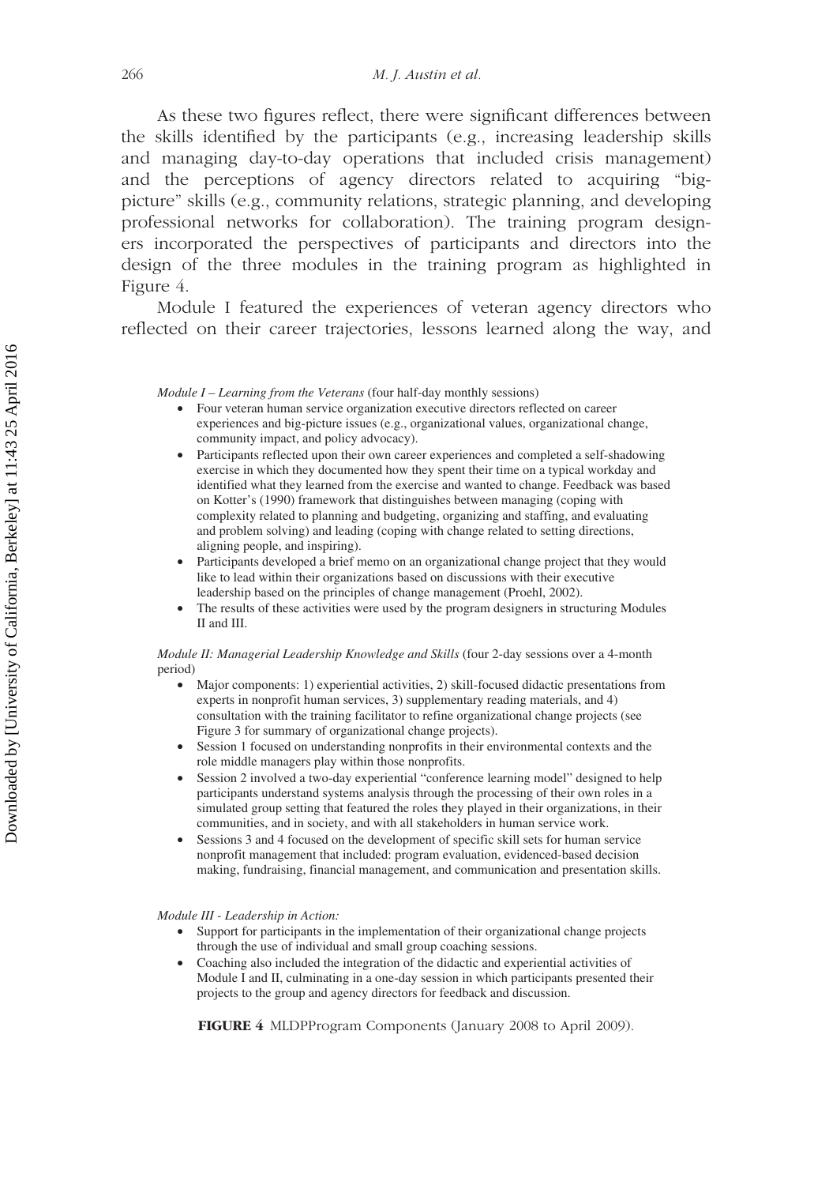As these two figures reflect, there were significant differences between the skills identified by the participants (e.g., increasing leadership skills and managing day-to-day operations that included crisis management) and the perceptions of agency directors related to acquiring "big-picture" skills (e.g., community relations, strategic planning, and developing professional networks for collaboration). The training program designers incorporated the perspectives of participants and directors into the design of the three modules in the training program as highlighted in Figure 4.

Module I featured the experiences of veteran agency directors who reflected on their career trajectories, lessons learned along the way, and

*Module I – Learning from the Veterans* (four half-day monthly sessions)

- Four veteran human service organization executive directors reflected on career experiences and big-picture issues (e.g., organizational values, organizational change, community impact, and policy advocacy).
- Participants reflected upon their own career experiences and completed a self-shadowing exercise in which they documented how they spent their time on a typical workday and identified what they learned from the exercise and wanted to change. Feedback was based on Kotter's (1990) framework that distinguishes between managing (coping with complexity related to planning and budgeting, organizing and staffing, and evaluating and problem solving) and leading (coping with change related to setting directions, aligning people, and inspiring).
- Participants developed a brief memo on an organizational change project that they would like to lead within their organizations based on discussions with their executive leadership based on the principles of change management (Proehl, 2002).
- The results of these activities were used by the program designers in structuring Modules II and III.

*Module II: Managerial Leadership Knowledge and Skills* (four 2-day sessions over a 4-month period)

- Major components: 1) experiential activities, 2) skill-focused didactic presentations from experts in nonprofit human services, 3) supplementary reading materials, and 4) consultation with the training facilitator to refine organizational change projects (see Figure 3 for summary of organizational change projects).
- Session 1 focused on understanding nonprofits in their environmental contexts and the role middle managers play within those nonprofits.
- Session 2 involved a two-day experiential "conference learning model" designed to help participants understand systems analysis through the processing of their own roles in a simulated group setting that featured the roles they played in their organizations, in their communities, and in society, and with all stakeholders in human service work.
- Sessions 3 and 4 focused on the development of specific skill sets for human service nonprofit management that included: program evaluation, evidenced-based decision making, fundraising, financial management, and communication and presentation skills.

*Module III - Leadership in Action:*

- Support for participants in the implementation of their organizational change projects through the use of individual and small group coaching sessions.
- Coaching also included the integration of the didactic and experiential activities of Module I and II, culminating in a one-day session in which participants presented their projects to the group and agency directors for feedback and discussion.

**FIGURE 4** MLDPProgram Components (January 2008 to April 2009).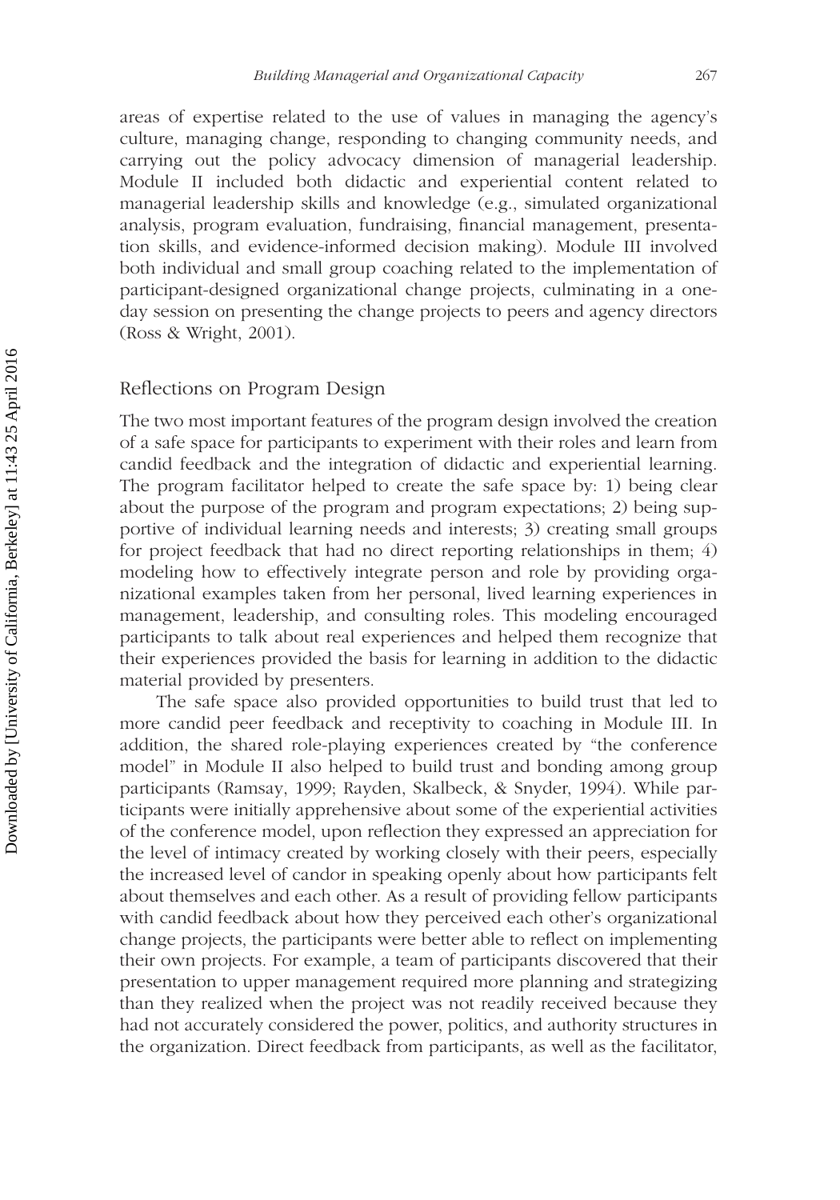areas of expertise related to the use of values in managing the agency's culture, managing change, responding to changing community needs, and carrying out the policy advocacy dimension of managerial leadership. Module II included both didactic and experiential content related to managerial leadership skills and knowledge (e.g., simulated organizational analysis, program evaluation, fundraising, financial management, presentation skills, and evidence-informed decision making). Module III involved both individual and small group coaching related to the implementation of participant-designed organizational change projects, culminating in a one-day session on presenting the change projects to peers and agency directors (Ross & Wright, 2001).

## Reflections on Program Design

The two most important features of the program design involved the creation of a safe space for participants to experiment with their roles and learn from candid feedback and the integration of didactic and experiential learning. The program facilitator helped to create the safe space by: 1) being clear about the purpose of the program and program expectations; 2) being supportive of individual learning needs and interests; 3) creating small groups for project feedback that had no direct reporting relationships in them; 4) modeling how to effectively integrate person and role by providing organizational examples taken from her personal, lived learning experiences in management, leadership, and consulting roles. This modeling encouraged participants to talk about real experiences and helped them recognize that their experiences provided the basis for learning in addition to the didactic material provided by presenters.

The safe space also provided opportunities to build trust that led to more candid peer feedback and receptivity to coaching in Module III. In addition, the shared role-playing experiences created by "the conference model" in Module II also helped to build trust and bonding among group participants (Ramsay, 1999; Rayden, Skalbeck, & Snyder, 1994). While participants were initially apprehensive about some of the experiential activities of the conference model, upon reflection they expressed an appreciation for the level of intimacy created by working closely with their peers, especially the increased level of candor in speaking openly about how participants felt about themselves and each other. As a result of providing fellow participants with candid feedback about how they perceived each other's organizational change projects, the participants were better able to reflect on implementing their own projects. For example, a team of participants discovered that their presentation to upper management required more planning and strategizing than they realized when the project was not readily received because they had not accurately considered the power, politics, and authority structures in the organization. Direct feedback from participants, as well as the facilitator,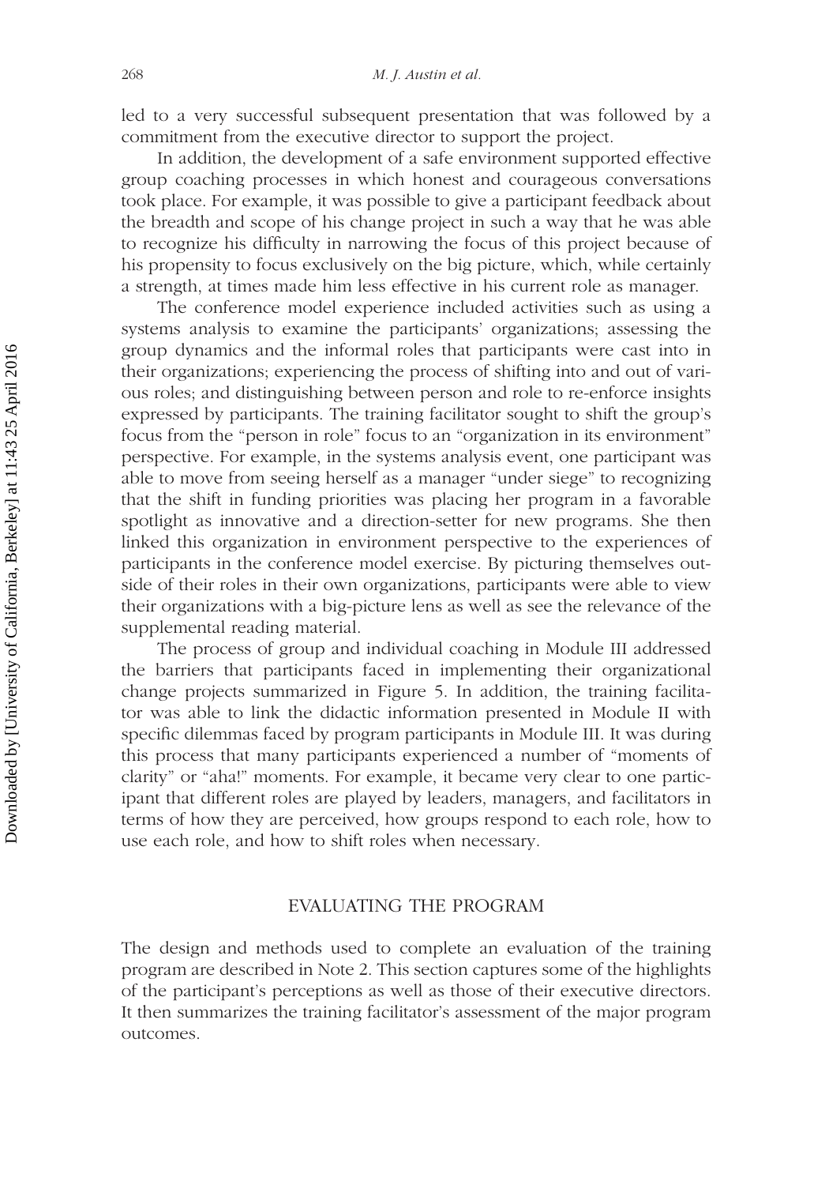led to a very successful subsequent presentation that was followed by a commitment from the executive director to support the project.

In addition, the development of a safe environment supported effective group coaching processes in which honest and courageous conversations took place. For example, it was possible to give a participant feedback about the breadth and scope of his change project in such a way that he was able to recognize his difficulty in narrowing the focus of this project because of his propensity to focus exclusively on the big picture, which, while certainly a strength, at times made him less effective in his current role as manager.

The conference model experience included activities such as using a systems analysis to examine the participants' organizations; assessing the group dynamics and the informal roles that participants were cast into in their organizations; experiencing the process of shifting into and out of various roles; and distinguishing between person and role to re-enforce insights expressed by participants. The training facilitator sought to shift the group's focus from the "person in role" focus to an "organization in its environment" perspective. For example, in the systems analysis event, one participant was able to move from seeing herself as a manager "under siege" to recognizing that the shift in funding priorities was placing her program in a favorable spotlight as innovative and a direction-setter for new programs. She then linked this organization in environment perspective to the experiences of participants in the conference model exercise. By picturing themselves outside of their roles in their own organizations, participants were able to view their organizations with a big-picture lens as well as see the relevance of the supplemental reading material.

The process of group and individual coaching in Module III addressed the barriers that participants faced in implementing their organizational change projects summarized in Figure 5. In addition, the training facilitator was able to link the didactic information presented in Module II with specific dilemmas faced by program participants in Module III. It was during this process that many participants experienced a number of "moments of clarity" or "aha!" moments. For example, it became very clear to one participant that different roles are played by leaders, managers, and facilitators in terms of how they are perceived, how groups respond to each role, how to use each role, and how to shift roles when necessary.

## EVALUATING THE PROGRAM

The design and methods used to complete an evaluation of the training program are described in Note 2. This section captures some of the highlights of the participant's perceptions as well as those of their executive directors. It then summarizes the training facilitator's assessment of the major program outcomes.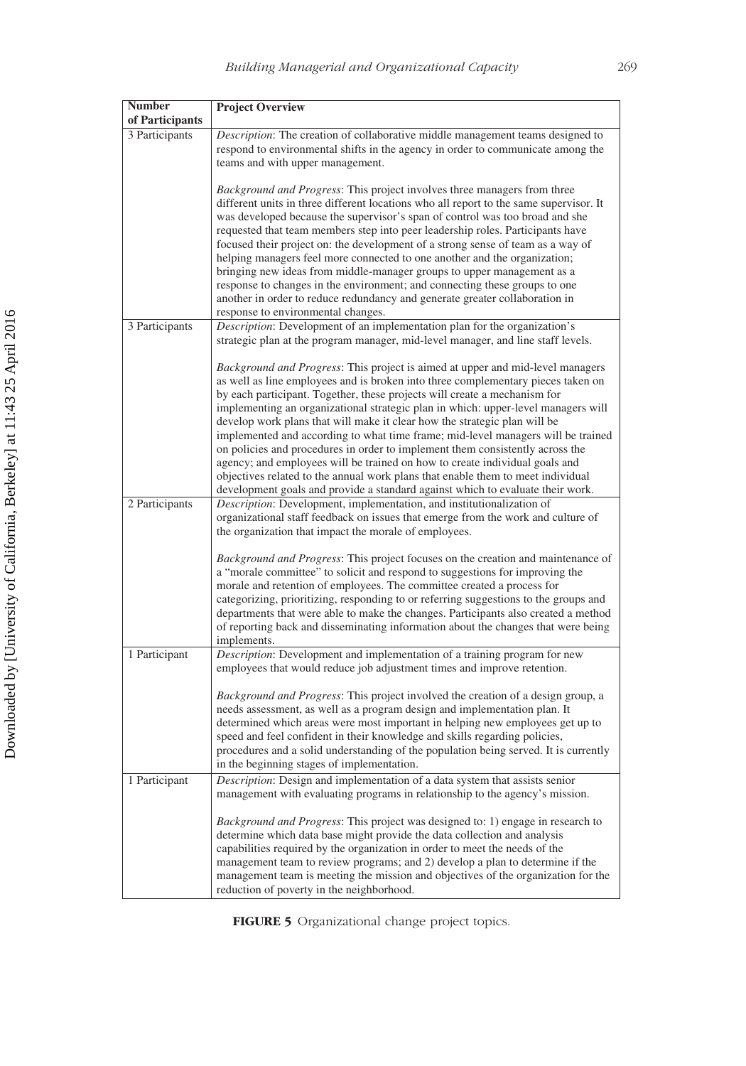| Number of Participants | Project Overview |
|---|---|
| 3 Participants | *Description*: The creation of collaborative middle management teams designed to respond to environmental shifts in the agency in order to communicate among the teams and with upper management.<br><br>*Background and Progress*: This project involves three managers from three different units in three different locations who all report to the same supervisor. It was developed because the supervisor's span of control was too broad and she requested that team members step into peer leadership roles. Participants have focused their project on: the development of a strong sense of team as a way of helping managers feel more connected to one another and the organization; bringing new ideas from middle-manager groups to upper management as a response to changes in the environment; and connecting these groups to one another in order to reduce redundancy and generate greater collaboration in response to environmental changes. |
| 3 Participants | *Description*: Development of an implementation plan for the organization's strategic plan at the program manager, mid-level manager, and line staff levels.<br><br>*Background and Progress*: This project is aimed at upper and mid-level managers as well as line employees and is broken into three complementary pieces taken on by each participant. Together, these projects will create a mechanism for implementing an organizational strategic plan in which: upper-level managers will develop work plans that will make it clear how the strategic plan will be implemented and according to what time frame; mid-level managers will be trained on policies and procedures in order to implement them consistently across the agency; and employees will be trained on how to create individual goals and objectives related to the annual work plans that enable them to meet individual development goals and provide a standard against which to evaluate their work. |
| 2 Participants | *Description*: Development, implementation, and institutionalization of organizational staff feedback on issues that emerge from the work and culture of the organization that impact the morale of employees.<br><br>*Background and Progress*: This project focuses on the creation and maintenance of a "morale committee" to solicit and respond to suggestions for improving the morale and retention of employees. The committee created a process for categorizing, prioritizing, responding to or referring suggestions to the groups and departments that were able to make the changes. Participants also created a method of reporting back and disseminating information about the changes that were being implements. |
| 1 Participant | *Description*: Development and implementation of a training program for new employees that would reduce job adjustment times and improve retention.<br><br>*Background and Progress*: This project involved the creation of a design group, a needs assessment, as well as a program design and implementation plan. It determined which areas were most important in helping new employees get up to speed and feel confident in their knowledge and skills regarding policies, procedures and a solid understanding of the population being served. It is currently in the beginning stages of implementation. |
| 1 Participant | *Description*: Design and implementation of a data system that assists senior management with evaluating programs in relationship to the agency's mission.<br><br>*Background and Progress*: This project was designed to: 1) engage in research to determine which data base might provide the data collection and analysis capabilities required by the organization in order to meet the needs of the management team to review programs; and 2) develop a plan to determine if the management team is meeting the mission and objectives of the organization for the reduction of poverty in the neighborhood. |

**FIGURE 5** Organizational change project topics.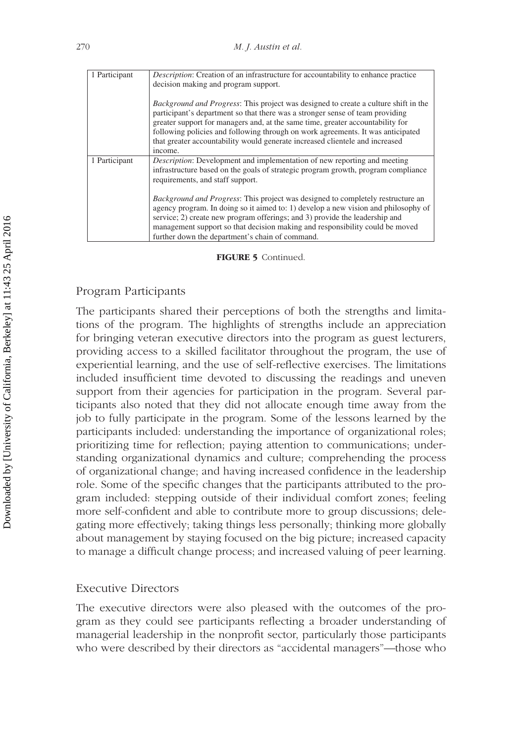| | |
|---|---|
| 1 Participant | *Description*: Creation of an infrastructure for accountability to enhance practice decision making and program support.<br><br>*Background and Progress*: This project was designed to create a culture shift in the participant's department so that there was a stronger sense of team providing greater support for managers and, at the same time, greater accountability for following policies and following through on work agreements. It was anticipated that greater accountability would generate increased clientele and increased income. |
| 1 Participant | *Description*: Development and implementation of new reporting and meeting infrastructure based on the goals of strategic program growth, program compliance requirements, and staff support.<br><br>*Background and Progress*: This project was designed to completely restructure an agency program. In doing so it aimed to: 1) develop a new vision and philosophy of service; 2) create new program offerings; and 3) provide the leadership and management support so that decision making and responsibility could be moved further down the department's chain of command. |

**FIGURE 5** Continued.

## Program Participants

The participants shared their perceptions of both the strengths and limitations of the program. The highlights of strengths include an appreciation for bringing veteran executive directors into the program as guest lecturers, providing access to a skilled facilitator throughout the program, the use of experiential learning, and the use of self-reflective exercises. The limitations included insufficient time devoted to discussing the readings and uneven support from their agencies for participation in the program. Several participants also noted that they did not allocate enough time away from the job to fully participate in the program. Some of the lessons learned by the participants included: understanding the importance of organizational roles; prioritizing time for reflection; paying attention to communications; understanding organizational dynamics and culture; comprehending the process of organizational change; and having increased confidence in the leadership role. Some of the specific changes that the participants attributed to the program included: stepping outside of their individual comfort zones; feeling more self-confident and able to contribute more to group discussions; delegating more effectively; taking things less personally; thinking more globally about management by staying focused on the big picture; increased capacity to manage a difficult change process; and increased valuing of peer learning.

## Executive Directors

The executive directors were also pleased with the outcomes of the program as they could see participants reflecting a broader understanding of managerial leadership in the nonprofit sector, particularly those participants who were described by their directors as "accidental managers"—those who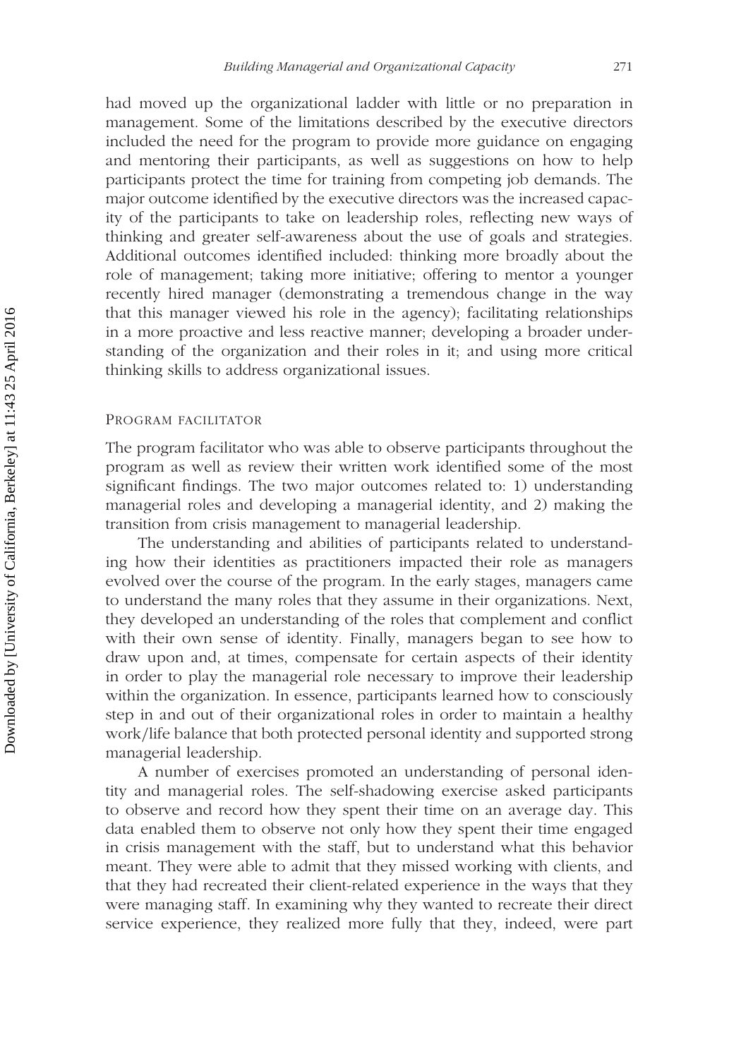had moved up the organizational ladder with little or no preparation in management. Some of the limitations described by the executive directors included the need for the program to provide more guidance on engaging and mentoring their participants, as well as suggestions on how to help participants protect the time for training from competing job demands. The major outcome identified by the executive directors was the increased capacity of the participants to take on leadership roles, reflecting new ways of thinking and greater self-awareness about the use of goals and strategies. Additional outcomes identified included: thinking more broadly about the role of management; taking more initiative; offering to mentor a younger recently hired manager (demonstrating a tremendous change in the way that this manager viewed his role in the agency); facilitating relationships in a more proactive and less reactive manner; developing a broader understanding of the organization and their roles in it; and using more critical thinking skills to address organizational issues.

### Program Facilitator

The program facilitator who was able to observe participants throughout the program as well as review their written work identified some of the most significant findings. The two major outcomes related to: 1) understanding managerial roles and developing a managerial identity, and 2) making the transition from crisis management to managerial leadership.

The understanding and abilities of participants related to understanding how their identities as practitioners impacted their role as managers evolved over the course of the program. In the early stages, managers came to understand the many roles that they assume in their organizations. Next, they developed an understanding of the roles that complement and conflict with their own sense of identity. Finally, managers began to see how to draw upon and, at times, compensate for certain aspects of their identity in order to play the managerial role necessary to improve their leadership within the organization. In essence, participants learned how to consciously step in and out of their organizational roles in order to maintain a healthy work/life balance that both protected personal identity and supported strong managerial leadership.

A number of exercises promoted an understanding of personal identity and managerial roles. The self-shadowing exercise asked participants to observe and record how they spent their time on an average day. This data enabled them to observe not only how they spent their time engaged in crisis management with the staff, but to understand what this behavior meant. They were able to admit that they missed working with clients, and that they had recreated their client-related experience in the ways that they were managing staff. In examining why they wanted to recreate their direct service experience, they realized more fully that they, indeed, were part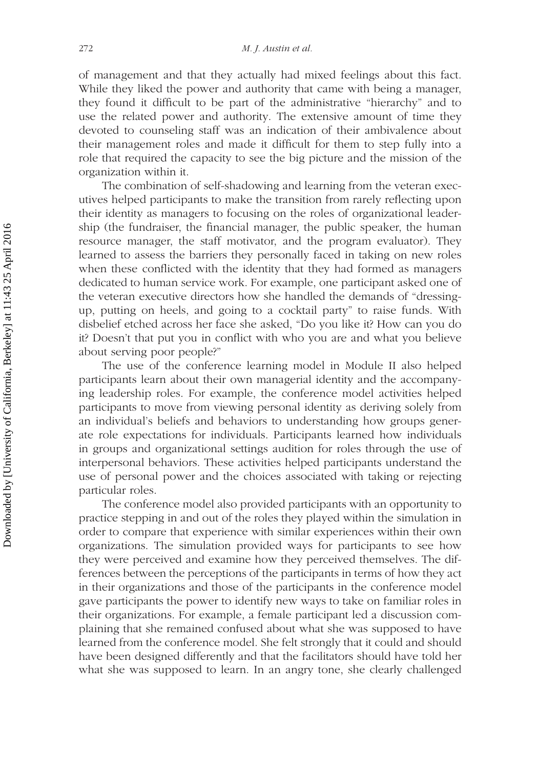of management and that they actually had mixed feelings about this fact. While they liked the power and authority that came with being a manager, they found it difficult to be part of the administrative "hierarchy" and to use the related power and authority. The extensive amount of time they devoted to counseling staff was an indication of their ambivalence about their management roles and made it difficult for them to step fully into a role that required the capacity to see the big picture and the mission of the organization within it.

The combination of self-shadowing and learning from the veteran executives helped participants to make the transition from rarely reflecting upon their identity as managers to focusing on the roles of organizational leadership (the fundraiser, the financial manager, the public speaker, the human resource manager, the staff motivator, and the program evaluator). They learned to assess the barriers they personally faced in taking on new roles when these conflicted with the identity that they had formed as managers dedicated to human service work. For example, one participant asked one of the veteran executive directors how she handled the demands of "dressing-up, putting on heels, and going to a cocktail party" to raise funds. With disbelief etched across her face she asked, "Do you like it? How can you do it? Doesn't that put you in conflict with who you are and what you believe about serving poor people?"

The use of the conference learning model in Module II also helped participants learn about their own managerial identity and the accompanying leadership roles. For example, the conference model activities helped participants to move from viewing personal identity as deriving solely from an individual's beliefs and behaviors to understanding how groups generate role expectations for individuals. Participants learned how individuals in groups and organizational settings audition for roles through the use of interpersonal behaviors. These activities helped participants understand the use of personal power and the choices associated with taking or rejecting particular roles.

The conference model also provided participants with an opportunity to practice stepping in and out of the roles they played within the simulation in order to compare that experience with similar experiences within their own organizations. The simulation provided ways for participants to see how they were perceived and examine how they perceived themselves. The differences between the perceptions of the participants in terms of how they act in their organizations and those of the participants in the conference model gave participants the power to identify new ways to take on familiar roles in their organizations. For example, a female participant led a discussion complaining that she remained confused about what she was supposed to have learned from the conference model. She felt strongly that it could and should have been designed differently and that the facilitators should have told her what she was supposed to learn. In an angry tone, she clearly challenged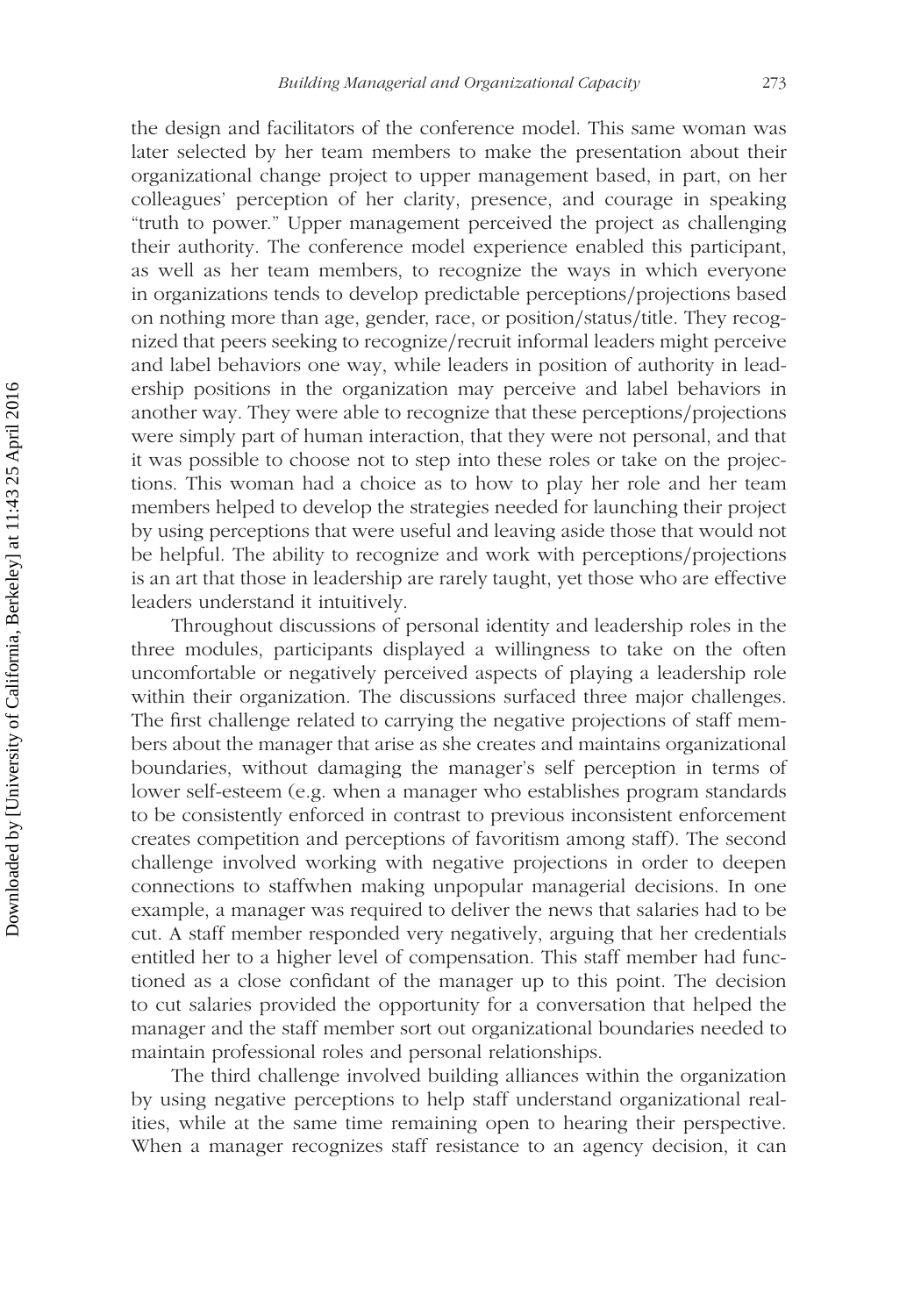the design and facilitators of the conference model. This same woman was later selected by her team members to make the presentation about their organizational change project to upper management based, in part, on her colleagues' perception of her clarity, presence, and courage in speaking "truth to power." Upper management perceived the project as challenging their authority. The conference model experience enabled this participant, as well as her team members, to recognize the ways in which everyone in organizations tends to develop predictable perceptions/projections based on nothing more than age, gender, race, or position/status/title. They recognized that peers seeking to recognize/recruit informal leaders might perceive and label behaviors one way, while leaders in position of authority in leadership positions in the organization may perceive and label behaviors in another way. They were able to recognize that these perceptions/projections were simply part of human interaction, that they were not personal, and that it was possible to choose not to step into these roles or take on the projections. This woman had a choice as to how to play her role and her team members helped to develop the strategies needed for launching their project by using perceptions that were useful and leaving aside those that would not be helpful. The ability to recognize and work with perceptions/projections is an art that those in leadership are rarely taught, yet those who are effective leaders understand it intuitively.

Throughout discussions of personal identity and leadership roles in the three modules, participants displayed a willingness to take on the often uncomfortable or negatively perceived aspects of playing a leadership role within their organization. The discussions surfaced three major challenges. The first challenge related to carrying the negative projections of staff members about the manager that arise as she creates and maintains organizational boundaries, without damaging the manager's self perception in terms of lower self-esteem (e.g. when a manager who establishes program standards to be consistently enforced in contrast to previous inconsistent enforcement creates competition and perceptions of favoritism among staff). The second challenge involved working with negative projections in order to deepen connections to staffwhen making unpopular managerial decisions. In one example, a manager was required to deliver the news that salaries had to be cut. A staff member responded very negatively, arguing that her credentials entitled her to a higher level of compensation. This staff member had functioned as a close confidant of the manager up to this point. The decision to cut salaries provided the opportunity for a conversation that helped the manager and the staff member sort out organizational boundaries needed to maintain professional roles and personal relationships.

The third challenge involved building alliances within the organization by using negative perceptions to help staff understand organizational realities, while at the same time remaining open to hearing their perspective. When a manager recognizes staff resistance to an agency decision, it can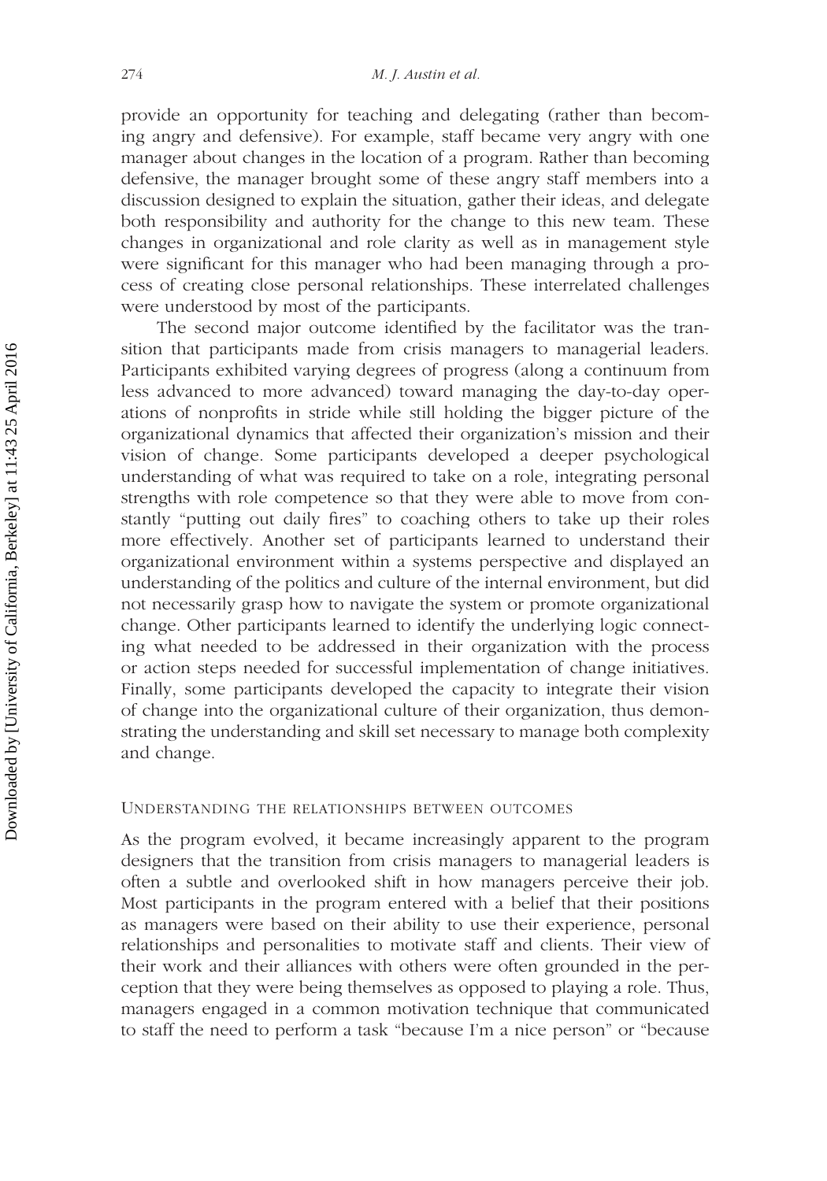provide an opportunity for teaching and delegating (rather than becoming angry and defensive). For example, staff became very angry with one manager about changes in the location of a program. Rather than becoming defensive, the manager brought some of these angry staff members into a discussion designed to explain the situation, gather their ideas, and delegate both responsibility and authority for the change to this new team. These changes in organizational and role clarity as well as in management style were significant for this manager who had been managing through a process of creating close personal relationships. These interrelated challenges were understood by most of the participants.

The second major outcome identified by the facilitator was the transition that participants made from crisis managers to managerial leaders. Participants exhibited varying degrees of progress (along a continuum from less advanced to more advanced) toward managing the day-to-day operations of nonprofits in stride while still holding the bigger picture of the organizational dynamics that affected their organization's mission and their vision of change. Some participants developed a deeper psychological understanding of what was required to take on a role, integrating personal strengths with role competence so that they were able to move from constantly "putting out daily fires" to coaching others to take up their roles more effectively. Another set of participants learned to understand their organizational environment within a systems perspective and displayed an understanding of the politics and culture of the internal environment, but did not necessarily grasp how to navigate the system or promote organizational change. Other participants learned to identify the underlying logic connecting what needed to be addressed in their organization with the process or action steps needed for successful implementation of change initiatives. Finally, some participants developed the capacity to integrate their vision of change into the organizational culture of their organization, thus demonstrating the understanding and skill set necessary to manage both complexity and change.

### Understanding the Relationships Between Outcomes

As the program evolved, it became increasingly apparent to the program designers that the transition from crisis managers to managerial leaders is often a subtle and overlooked shift in how managers perceive their job. Most participants in the program entered with a belief that their positions as managers were based on their ability to use their experience, personal relationships and personalities to motivate staff and clients. Their view of their work and their alliances with others were often grounded in the perception that they were being themselves as opposed to playing a role. Thus, managers engaged in a common motivation technique that communicated to staff the need to perform a task "because I'm a nice person" or "because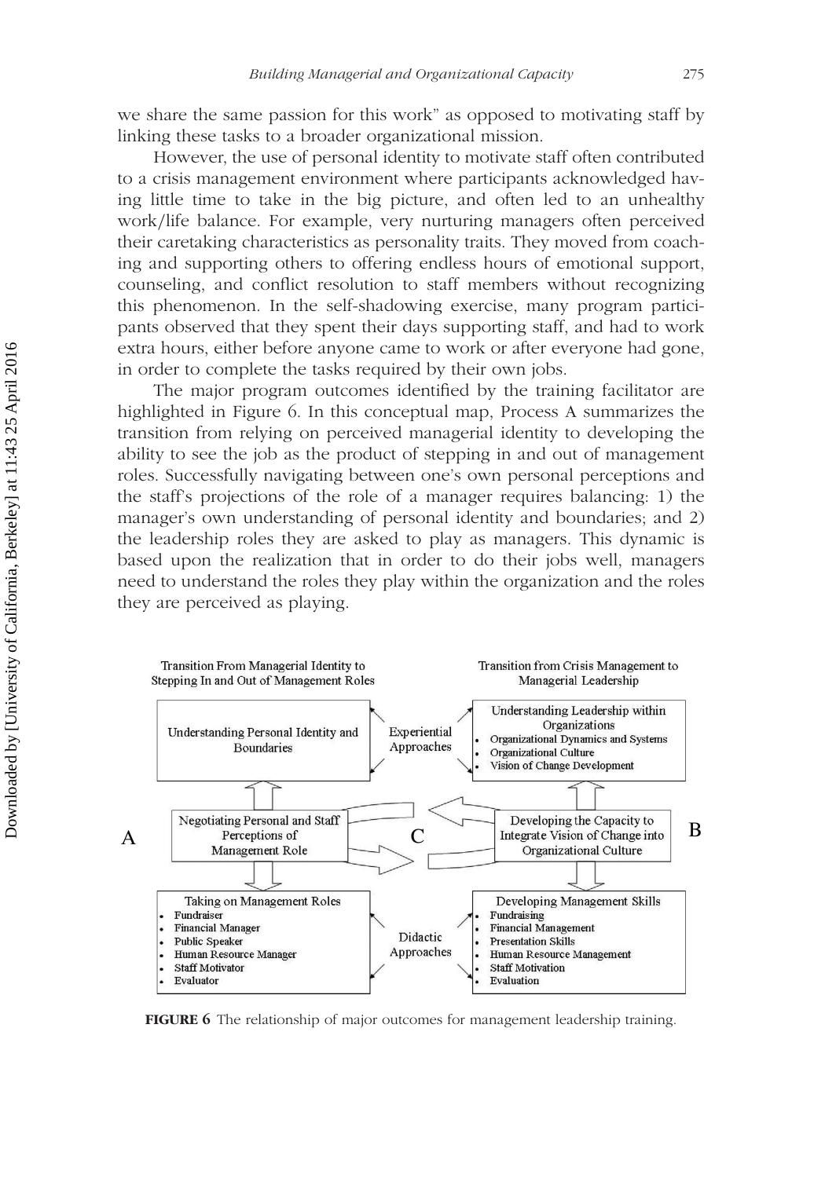we share the same passion for this work" as opposed to motivating staff by linking these tasks to a broader organizational mission.

However, the use of personal identity to motivate staff often contributed to a crisis management environment where participants acknowledged having little time to take in the big picture, and often led to an unhealthy work/life balance. For example, very nurturing managers often perceived their caretaking characteristics as personality traits. They moved from coaching and supporting others to offering endless hours of emotional support, counseling, and conflict resolution to staff members without recognizing this phenomenon. In the self-shadowing exercise, many program participants observed that they spent their days supporting staff, and had to work extra hours, either before anyone came to work or after everyone had gone, in order to complete the tasks required by their own jobs.

The major program outcomes identified by the training facilitator are highlighted in Figure 6. In this conceptual map, Process A summarizes the transition from relying on perceived managerial identity to developing the ability to see the job as the product of stepping in and out of management roles. Successfully navigating between one's own personal perceptions and the staff's projections of the role of a manager requires balancing: 1) the manager's own understanding of personal identity and boundaries; and 2) the leadership roles they are asked to play as managers. This dynamic is based upon the realization that in order to do their jobs well, managers need to understand the roles they play within the organization and the roles they are perceived as playing.

Transition From Managerial Identity to Stepping In and Out of Management Roles

Transition from Crisis Management to Managerial Leadership

Understanding Personal Identity and Boundaries

Experiential Approaches

Understanding Leadership within Organizations
- Organizational Dynamics and Systems
- Organizational Culture
- Vision of Change Development

A

Negotiating Personal and Staff Perceptions of Management Role

C

Developing the Capacity to Integrate Vision of Change into Organizational Culture

B

Taking on Management Roles
- Fundraiser
- Financial Manager
- Public Speaker
- Human Resource Manager
- Staff Motivator
- Evaluator

Didactic Approaches

Developing Management Skills
- Fundraising
- Financial Management
- Presentation Skills
- Human Resource Management
- Staff Motivation
- Evaluation

**FIGURE 6** The relationship of major outcomes for management leadership training.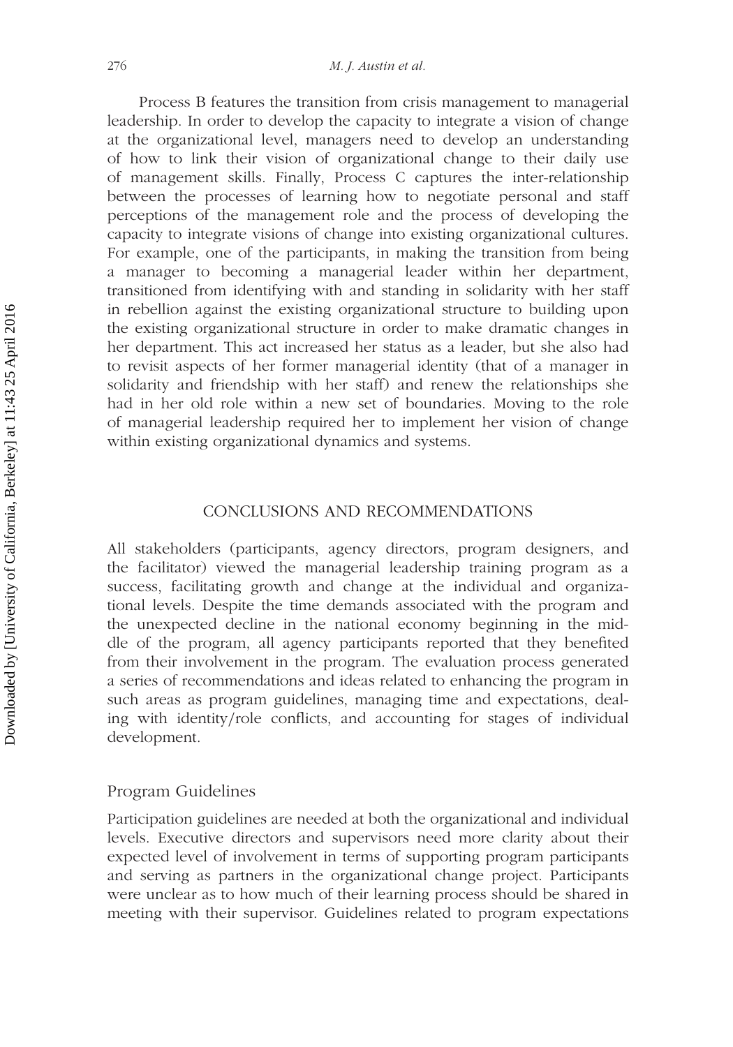Process B features the transition from crisis management to managerial leadership. In order to develop the capacity to integrate a vision of change at the organizational level, managers need to develop an understanding of how to link their vision of organizational change to their daily use of management skills. Finally, Process C captures the inter-relationship between the processes of learning how to negotiate personal and staff perceptions of the management role and the process of developing the capacity to integrate visions of change into existing organizational cultures. For example, one of the participants, in making the transition from being a manager to becoming a managerial leader within her department, transitioned from identifying with and standing in solidarity with her staff in rebellion against the existing organizational structure to building upon the existing organizational structure in order to make dramatic changes in her department. This act increased her status as a leader, but she also had to revisit aspects of her former managerial identity (that of a manager in solidarity and friendship with her staff) and renew the relationships she had in her old role within a new set of boundaries. Moving to the role of managerial leadership required her to implement her vision of change within existing organizational dynamics and systems.

## CONCLUSIONS AND RECOMMENDATIONS

All stakeholders (participants, agency directors, program designers, and the facilitator) viewed the managerial leadership training program as a success, facilitating growth and change at the individual and organizational levels. Despite the time demands associated with the program and the unexpected decline in the national economy beginning in the middle of the program, all agency participants reported that they benefited from their involvement in the program. The evaluation process generated a series of recommendations and ideas related to enhancing the program in such areas as program guidelines, managing time and expectations, dealing with identity/role conflicts, and accounting for stages of individual development.

### Program Guidelines

Participation guidelines are needed at both the organizational and individual levels. Executive directors and supervisors need more clarity about their expected level of involvement in terms of supporting program participants and serving as partners in the organizational change project. Participants were unclear as to how much of their learning process should be shared in meeting with their supervisor. Guidelines related to program expectations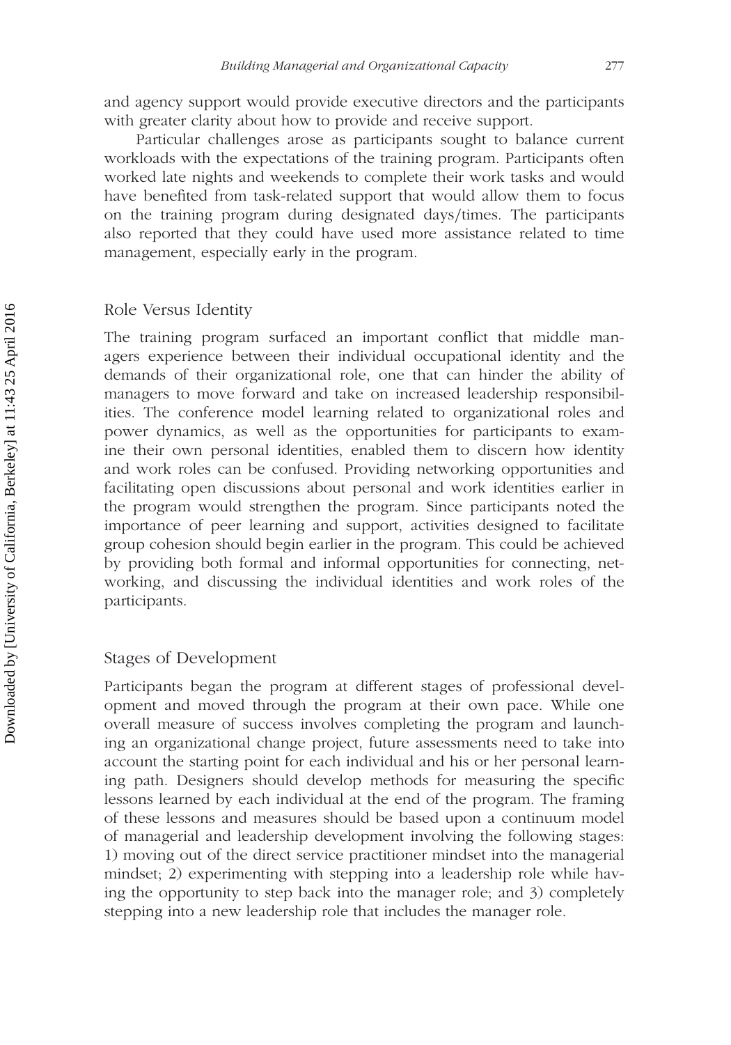and agency support would provide executive directors and the participants with greater clarity about how to provide and receive support.

Particular challenges arose as participants sought to balance current workloads with the expectations of the training program. Participants often worked late nights and weekends to complete their work tasks and would have benefited from task-related support that would allow them to focus on the training program during designated days/times. The participants also reported that they could have used more assistance related to time management, especially early in the program.

### Role Versus Identity

The training program surfaced an important conflict that middle managers experience between their individual occupational identity and the demands of their organizational role, one that can hinder the ability of managers to move forward and take on increased leadership responsibilities. The conference model learning related to organizational roles and power dynamics, as well as the opportunities for participants to examine their own personal identities, enabled them to discern how identity and work roles can be confused. Providing networking opportunities and facilitating open discussions about personal and work identities earlier in the program would strengthen the program. Since participants noted the importance of peer learning and support, activities designed to facilitate group cohesion should begin earlier in the program. This could be achieved by providing both formal and informal opportunities for connecting, networking, and discussing the individual identities and work roles of the participants.

### Stages of Development

Participants began the program at different stages of professional development and moved through the program at their own pace. While one overall measure of success involves completing the program and launching an organizational change project, future assessments need to take into account the starting point for each individual and his or her personal learning path. Designers should develop methods for measuring the specific lessons learned by each individual at the end of the program. The framing of these lessons and measures should be based upon a continuum model of managerial and leadership development involving the following stages: 1) moving out of the direct service practitioner mindset into the managerial mindset; 2) experimenting with stepping into a leadership role while having the opportunity to step back into the manager role; and 3) completely stepping into a new leadership role that includes the manager role.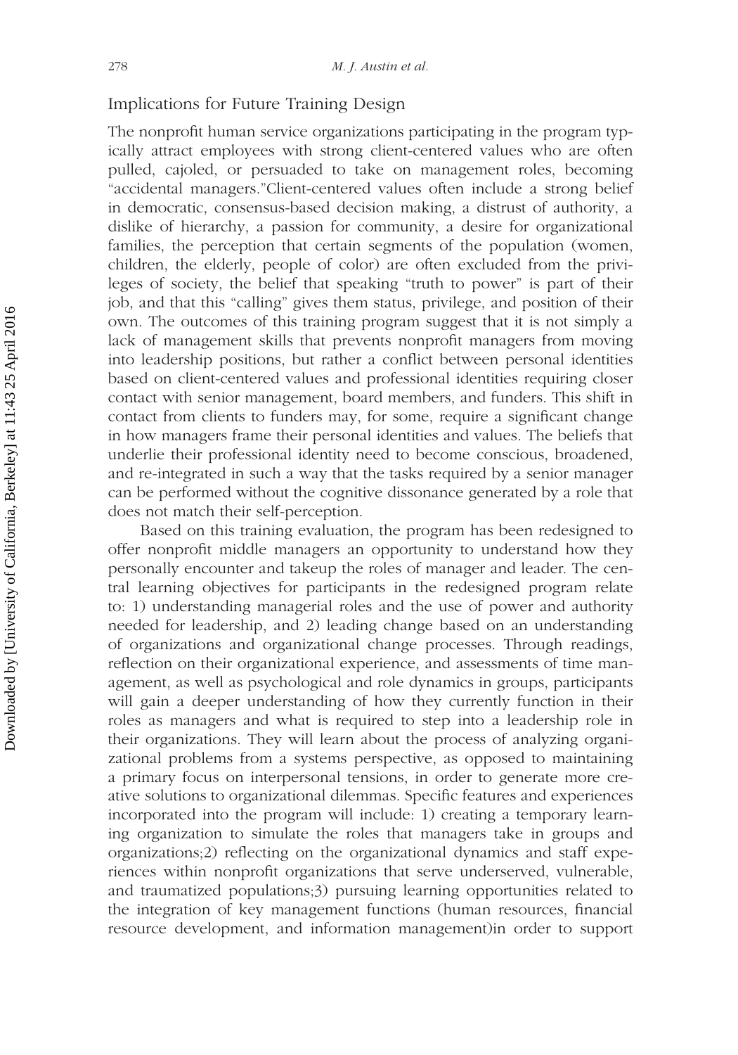## Implications for Future Training Design

The nonprofit human service organizations participating in the program typically attract employees with strong client-centered values who are often pulled, cajoled, or persuaded to take on management roles, becoming "accidental managers."Client-centered values often include a strong belief in democratic, consensus-based decision making, a distrust of authority, a dislike of hierarchy, a passion for community, a desire for organizational families, the perception that certain segments of the population (women, children, the elderly, people of color) are often excluded from the privileges of society, the belief that speaking "truth to power" is part of their job, and that this "calling" gives them status, privilege, and position of their own. The outcomes of this training program suggest that it is not simply a lack of management skills that prevents nonprofit managers from moving into leadership positions, but rather a conflict between personal identities based on client-centered values and professional identities requiring closer contact with senior management, board members, and funders. This shift in contact from clients to funders may, for some, require a significant change in how managers frame their personal identities and values. The beliefs that underlie their professional identity need to become conscious, broadened, and re-integrated in such a way that the tasks required by a senior manager can be performed without the cognitive dissonance generated by a role that does not match their self-perception.

Based on this training evaluation, the program has been redesigned to offer nonprofit middle managers an opportunity to understand how they personally encounter and takeup the roles of manager and leader. The central learning objectives for participants in the redesigned program relate to: 1) understanding managerial roles and the use of power and authority needed for leadership, and 2) leading change based on an understanding of organizations and organizational change processes. Through readings, reflection on their organizational experience, and assessments of time management, as well as psychological and role dynamics in groups, participants will gain a deeper understanding of how they currently function in their roles as managers and what is required to step into a leadership role in their organizations. They will learn about the process of analyzing organizational problems from a systems perspective, as opposed to maintaining a primary focus on interpersonal tensions, in order to generate more creative solutions to organizational dilemmas. Specific features and experiences incorporated into the program will include: 1) creating a temporary learning organization to simulate the roles that managers take in groups and organizations;2) reflecting on the organizational dynamics and staff experiences within nonprofit organizations that serve underserved, vulnerable, and traumatized populations;3) pursuing learning opportunities related to the integration of key management functions (human resources, financial resource development, and information management)in order to support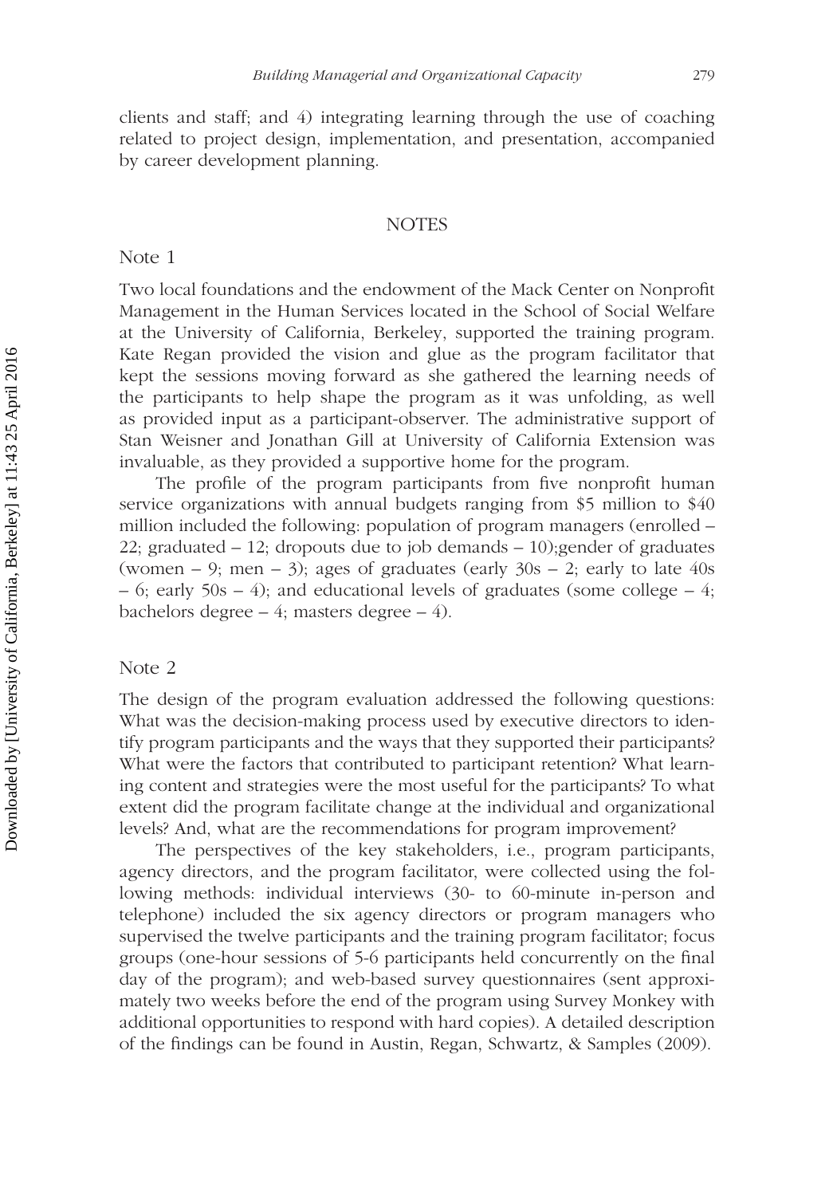clients and staff; and 4) integrating learning through the use of coaching related to project design, implementation, and presentation, accompanied by career development planning.

## NOTES

### Note 1

Two local foundations and the endowment of the Mack Center on Nonprofit Management in the Human Services located in the School of Social Welfare at the University of California, Berkeley, supported the training program. Kate Regan provided the vision and glue as the program facilitator that kept the sessions moving forward as she gathered the learning needs of the participants to help shape the program as it was unfolding, as well as provided input as a participant-observer. The administrative support of Stan Weisner and Jonathan Gill at University of California Extension was invaluable, as they provided a supportive home for the program.

The profile of the program participants from five nonprofit human service organizations with annual budgets ranging from $5 million to $40 million included the following: population of program managers (enrolled – 22; graduated – 12; dropouts due to job demands – 10);gender of graduates (women – 9; men – 3); ages of graduates (early 30s – 2; early to late 40s – 6; early 50s – 4); and educational levels of graduates (some college – 4; bachelors degree – 4; masters degree – 4).

### Note 2

The design of the program evaluation addressed the following questions: What was the decision-making process used by executive directors to identify program participants and the ways that they supported their participants? What were the factors that contributed to participant retention? What learning content and strategies were the most useful for the participants? To what extent did the program facilitate change at the individual and organizational levels? And, what are the recommendations for program improvement?

The perspectives of the key stakeholders, i.e., program participants, agency directors, and the program facilitator, were collected using the following methods: individual interviews (30- to 60-minute in-person and telephone) included the six agency directors or program managers who supervised the twelve participants and the training program facilitator; focus groups (one-hour sessions of 5-6 participants held concurrently on the final day of the program); and web-based survey questionnaires (sent approximately two weeks before the end of the program using Survey Monkey with additional opportunities to respond with hard copies). A detailed description of the findings can be found in Austin, Regan, Schwartz, & Samples (2009).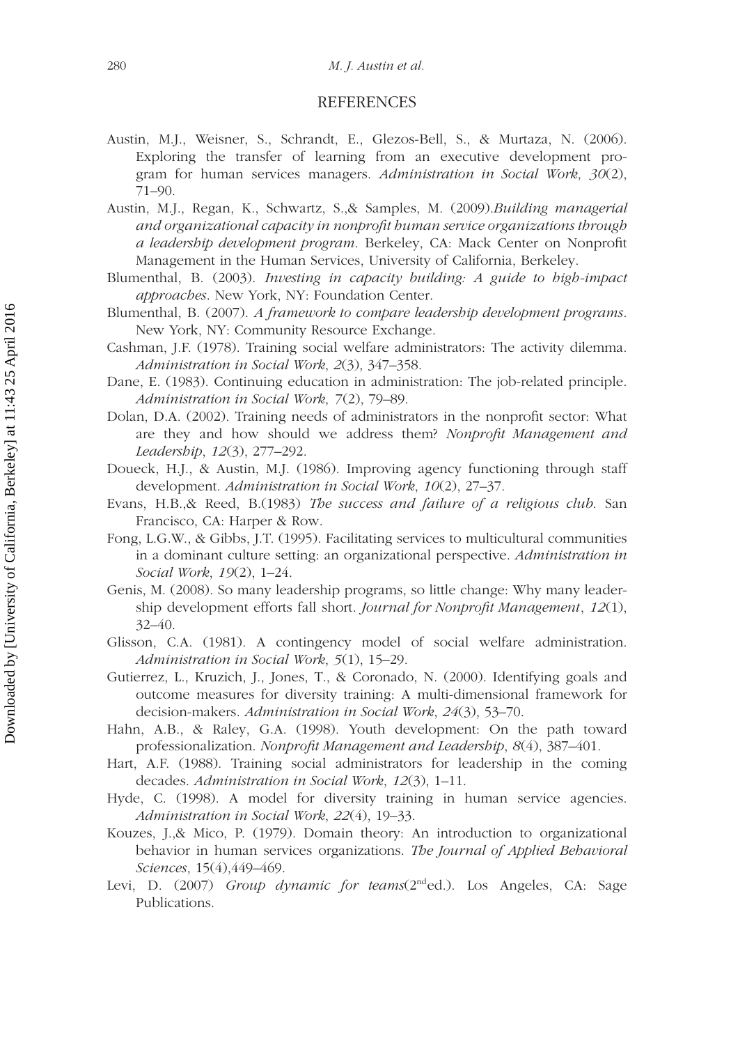# REFERENCES

Austin, M.J., Weisner, S., Schrandt, E., Glezos-Bell, S., & Murtaza, N. (2006). Exploring the transfer of learning from an executive development program for human services managers. *Administration in Social Work*, *30*(2), 71–90.

Austin, M.J., Regan, K., Schwartz, S.,& Samples, M. (2009).*Building managerial and organizational capacity in nonprofit human service organizations through a leadership development program*. Berkeley, CA: Mack Center on Nonprofit Management in the Human Services, University of California, Berkeley.

Blumenthal, B. (2003). *Investing in capacity building: A guide to high-impact approaches*. New York, NY: Foundation Center.

Blumenthal, B. (2007). *A framework to compare leadership development programs*. New York, NY: Community Resource Exchange.

Cashman, J.F. (1978). Training social welfare administrators: The activity dilemma. *Administration in Social Work*, *2*(3), 347–358.

Dane, E. (1983). Continuing education in administration: The job-related principle. *Administration in Social Work*, *7*(2), 79–89.

Dolan, D.A. (2002). Training needs of administrators in the nonprofit sector: What are they and how should we address them? *Nonprofit Management and Leadership*, *12*(3), 277–292.

Doueck, H.J., & Austin, M.J. (1986). Improving agency functioning through staff development. *Administration in Social Work*, *10*(2), 27–37.

Evans, H.B.,& Reed, B.(1983) *The success and failure of a religious club*. San Francisco, CA: Harper & Row.

Fong, L.G.W., & Gibbs, J.T. (1995). Facilitating services to multicultural communities in a dominant culture setting: an organizational perspective. *Administration in Social Work*, *19*(2), 1–24.

Genis, M. (2008). So many leadership programs, so little change: Why many leadership development efforts fall short. *Journal for Nonprofit Management*, *12*(1), 32–40.

Glisson, C.A. (1981). A contingency model of social welfare administration. *Administration in Social Work*, *5*(1), 15–29.

Gutierrez, L., Kruzich, J., Jones, T., & Coronado, N. (2000). Identifying goals and outcome measures for diversity training: A multi-dimensional framework for decision-makers. *Administration in Social Work*, *24*(3), 53–70.

Hahn, A.B., & Raley, G.A. (1998). Youth development: On the path toward professionalization. *Nonprofit Management and Leadership*, *8*(4), 387–401.

Hart, A.F. (1988). Training social administrators for leadership in the coming decades. *Administration in Social Work*, *12*(3), 1–11.

Hyde, C. (1998). A model for diversity training in human service agencies. *Administration in Social Work*, *22*(4), 19–33.

Kouzes, J.,& Mico, P. (1979). Domain theory: An introduction to organizational behavior in human services organizations. *The Journal of Applied Behavioral Sciences*, 15(4),449–469.

Levi, D. (2007) *Group dynamic for teams*(2nd ed.). Los Angeles, CA: Sage Publications.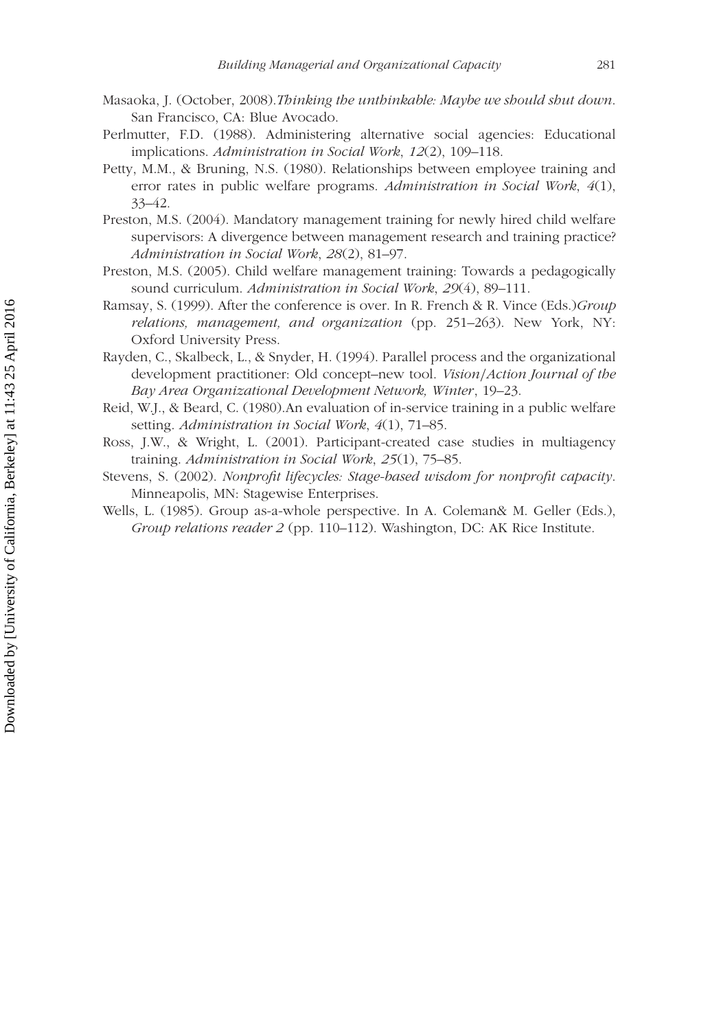Masaoka, J. (October, 2008).*Thinking the unthinkable: Maybe we should shut down*. San Francisco, CA: Blue Avocado.

Perlmutter, F.D. (1988). Administering alternative social agencies: Educational implications. *Administration in Social Work*, *12*(2), 109–118.

Petty, M.M., & Bruning, N.S. (1980). Relationships between employee training and error rates in public welfare programs. *Administration in Social Work*, *4*(1), 33–42.

Preston, M.S. (2004). Mandatory management training for newly hired child welfare supervisors: A divergence between management research and training practice? *Administration in Social Work*, *28*(2), 81–97.

Preston, M.S. (2005). Child welfare management training: Towards a pedagogically sound curriculum. *Administration in Social Work*, *29*(4), 89–111.

Ramsay, S. (1999). After the conference is over. In R. French & R. Vince (Eds.)*Group relations, management, and organization* (pp. 251–263). New York, NY: Oxford University Press.

Rayden, C., Skalbeck, L., & Snyder, H. (1994). Parallel process and the organizational development practitioner: Old concept–new tool. *Vision/Action Journal of the Bay Area Organizational Development Network, Winter*, 19–23.

Reid, W.J., & Beard, C. (1980).An evaluation of in-service training in a public welfare setting. *Administration in Social Work*, *4*(1), 71–85.

Ross, J.W., & Wright, L. (2001). Participant-created case studies in multiagency training. *Administration in Social Work*, *25*(1), 75–85.

Stevens, S. (2002). *Nonprofit lifecycles: Stage-based wisdom for nonprofit capacity*. Minneapolis, MN: Stagewise Enterprises.

Wells, L. (1985). Group as-a-whole perspective. In A. Coleman& M. Geller (Eds.), *Group relations reader 2* (pp. 110–112). Washington, DC: AK Rice Institute.